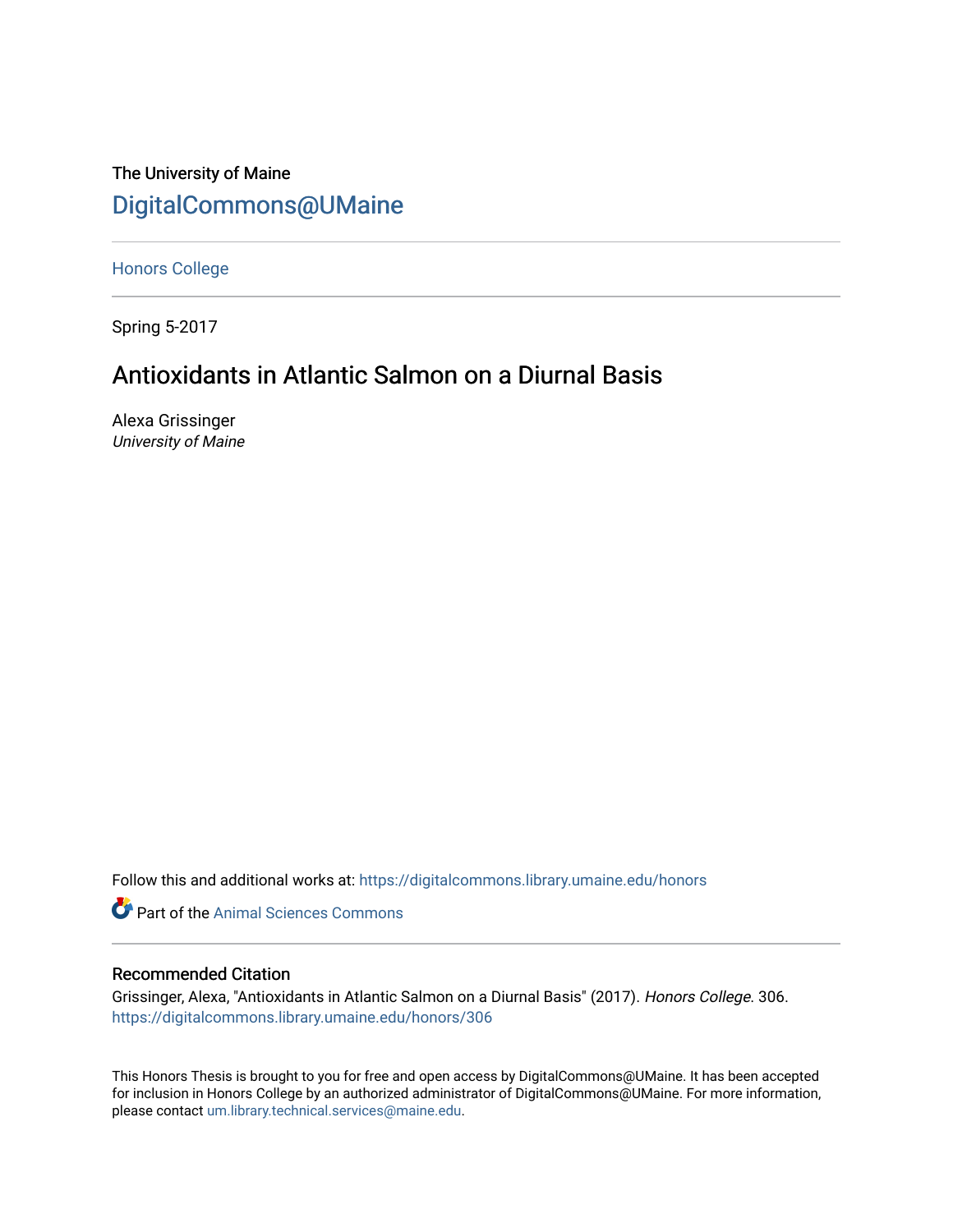The University of Maine

[DigitalCommons@UMaine](https://digitalcommons.library.umaine.edu)

---

Honors College

---

Spring 5-2017

# Antioxidants in Atlantic Salmon on a Diurnal Basis

Alexa Grissinger

*University of Maine*

Follow this and additional works at: https://digitalcommons.library.umaine.edu/honors

Part of the Animal Sciences Commons

---

## Recommended Citation

Grissinger, Alexa, "Antioxidants in Atlantic Salmon on a Diurnal Basis" (2017). *Honors College*. 306.
https://digitalcommons.library.umaine.edu/honors/306

This Honors Thesis is brought to you for free and open access by DigitalCommons@UMaine. It has been accepted for inclusion in Honors College by an authorized administrator of DigitalCommons@UMaine. For more information, please contact um.library.technical.services@maine.edu.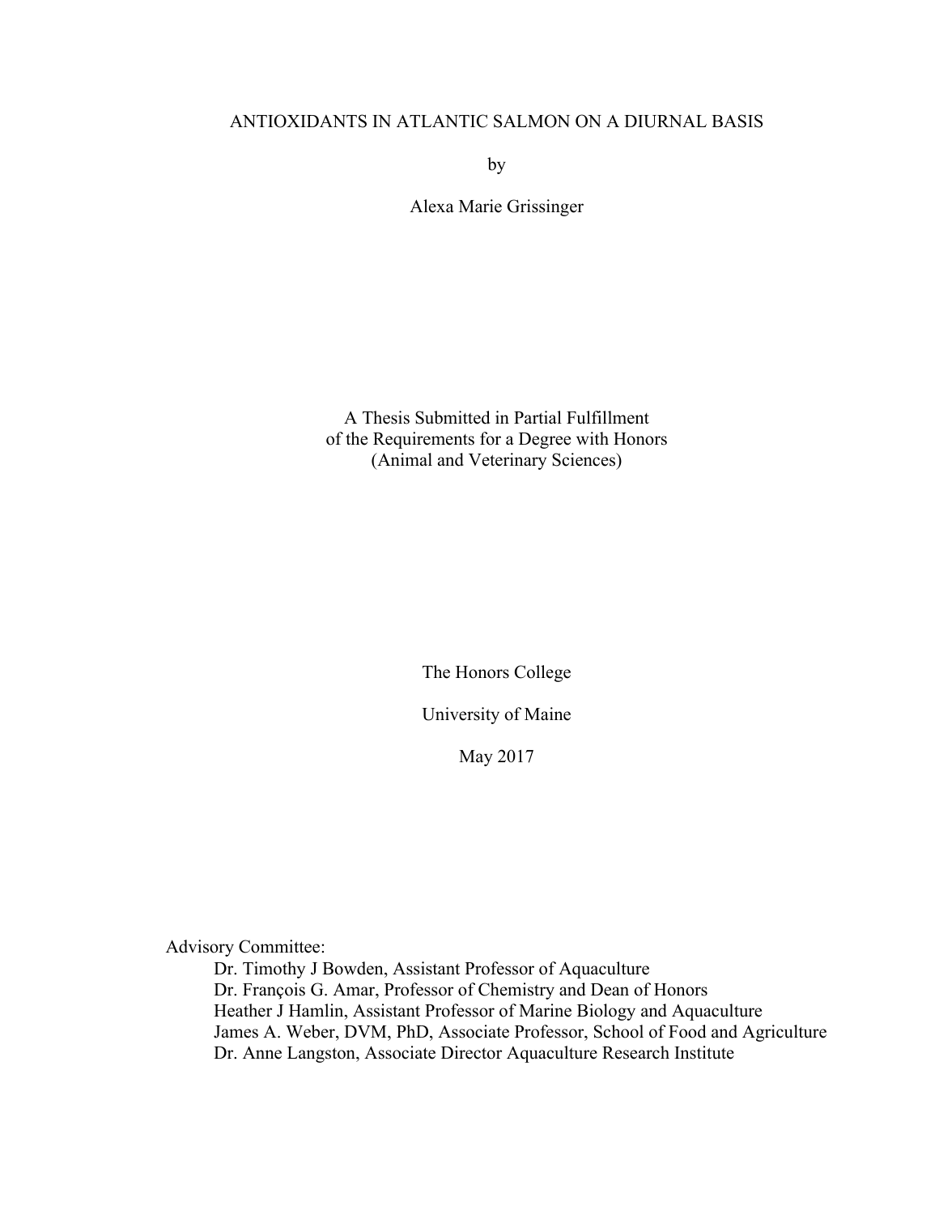# ANTIOXIDANTS IN ATLANTIC SALMON ON A DIURNAL BASIS

by

Alexa Marie Grissinger

A Thesis Submitted in Partial Fulfillment
of the Requirements for a Degree with Honors
(Animal and Veterinary Sciences)

The Honors College

University of Maine

May 2017

Advisory Committee:

Dr. Timothy J Bowden, Assistant Professor of Aquaculture
Dr. François G. Amar, Professor of Chemistry and Dean of Honors
Heather J Hamlin, Assistant Professor of Marine Biology and Aquaculture
James A. Weber, DVM, PhD, Associate Professor, School of Food and Agriculture
Dr. Anne Langston, Associate Director Aquaculture Research Institute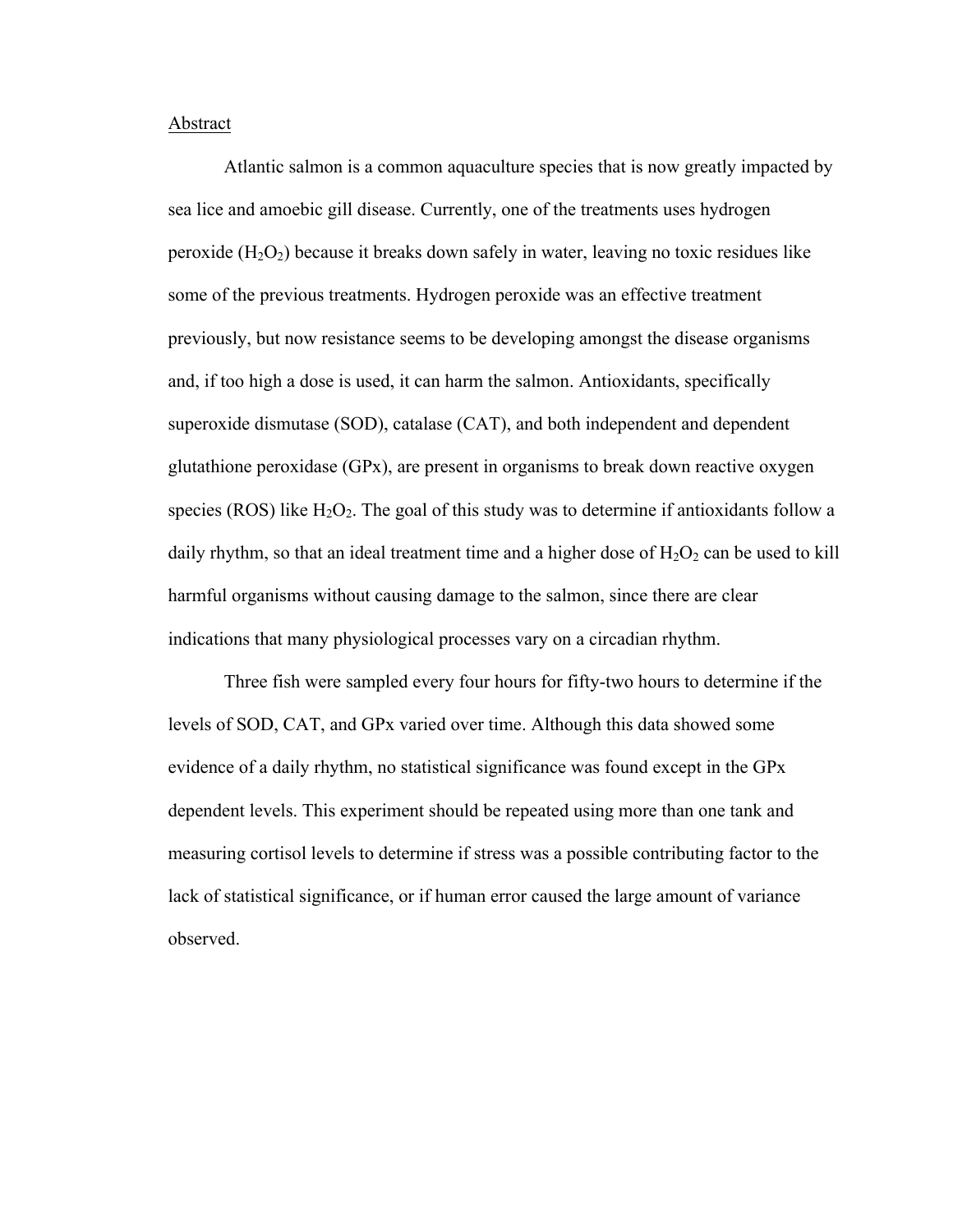## Abstract

Atlantic salmon is a common aquaculture species that is now greatly impacted by sea lice and amoebic gill disease. Currently, one of the treatments uses hydrogen peroxide ($H_2O_2$) because it breaks down safely in water, leaving no toxic residues like some of the previous treatments. Hydrogen peroxide was an effective treatment previously, but now resistance seems to be developing amongst the disease organisms and, if too high a dose is used, it can harm the salmon. Antioxidants, specifically superoxide dismutase (SOD), catalase (CAT), and both independent and dependent glutathione peroxidase (GPx), are present in organisms to break down reactive oxygen species (ROS) like $H_2O_2$. The goal of this study was to determine if antioxidants follow a daily rhythm, so that an ideal treatment time and a higher dose of $H_2O_2$ can be used to kill harmful organisms without causing damage to the salmon, since there are clear indications that many physiological processes vary on a circadian rhythm.

Three fish were sampled every four hours for fifty-two hours to determine if the levels of SOD, CAT, and GPx varied over time. Although this data showed some evidence of a daily rhythm, no statistical significance was found except in the GPx dependent levels. This experiment should be repeated using more than one tank and measuring cortisol levels to determine if stress was a possible contributing factor to the lack of statistical significance, or if human error caused the large amount of variance observed.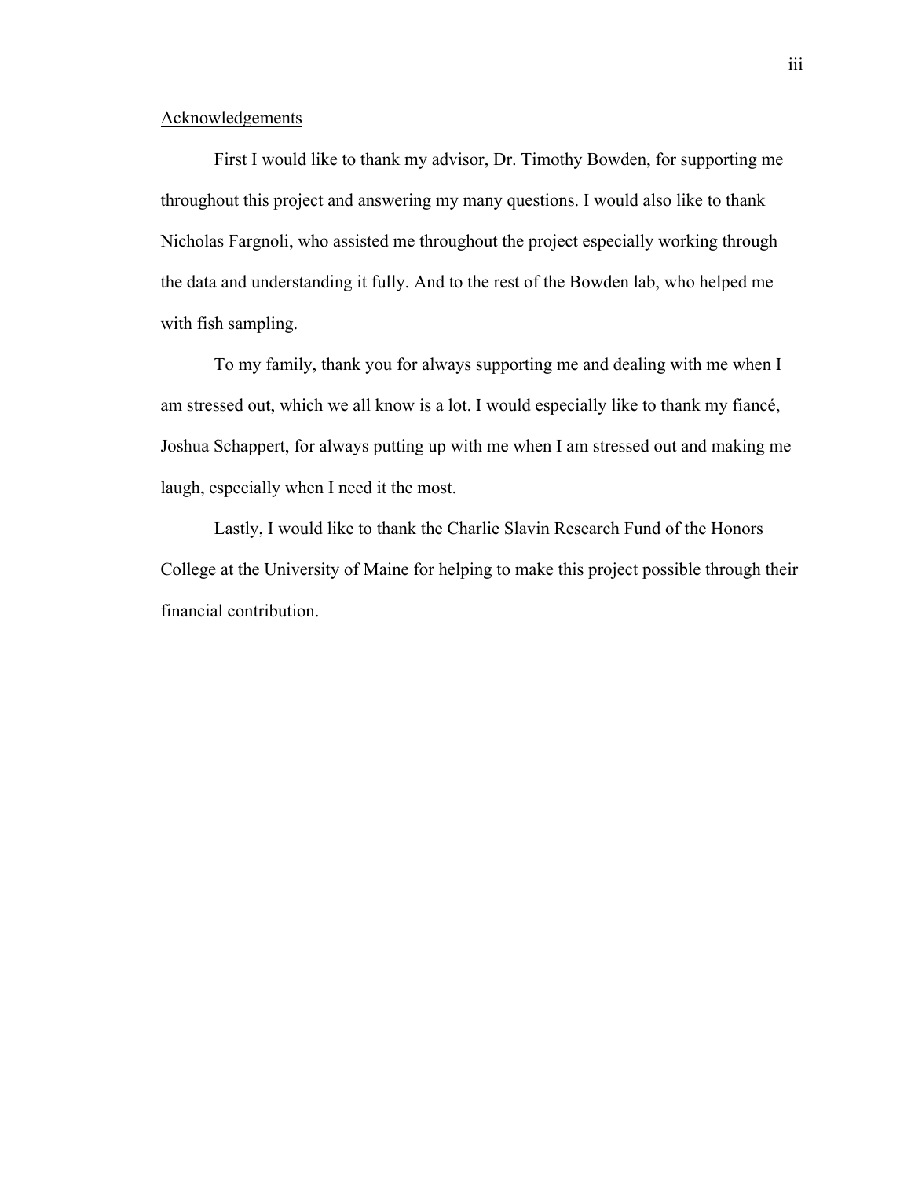## Acknowledgements

First I would like to thank my advisor, Dr. Timothy Bowden, for supporting me throughout this project and answering my many questions. I would also like to thank Nicholas Fargnoli, who assisted me throughout the project especially working through the data and understanding it fully. And to the rest of the Bowden lab, who helped me with fish sampling.

To my family, thank you for always supporting me and dealing with me when I am stressed out, which we all know is a lot. I would especially like to thank my fiancé, Joshua Schappert, for always putting up with me when I am stressed out and making me laugh, especially when I need it the most.

Lastly, I would like to thank the Charlie Slavin Research Fund of the Honors College at the University of Maine for helping to make this project possible through their financial contribution.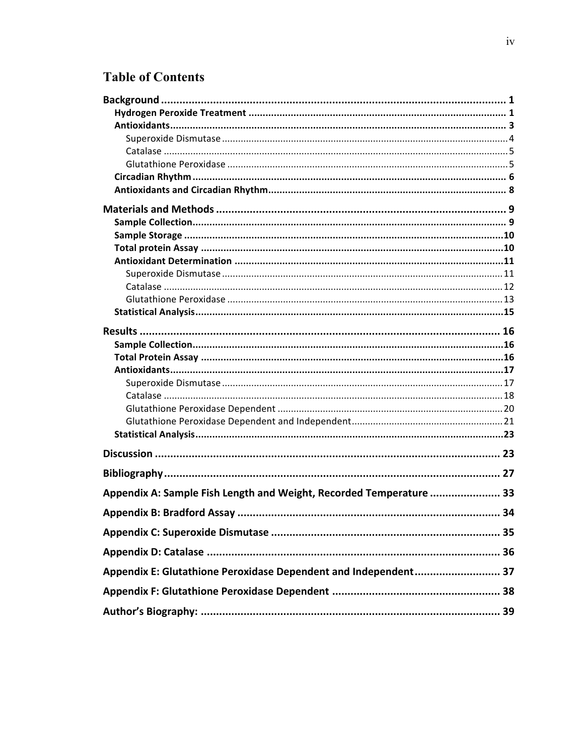# Table of Contents

**Background** ..... 1
- **Hydrogen Peroxide Treatment** ..... 1
- **Antioxidants** ..... 3
  - Superoxide Dismutase ..... 4
  - Catalase ..... 5
  - Glutathione Peroxidase ..... 5
- **Circadian Rhythm** ..... 6
- **Antioxidants and Circadian Rhythm** ..... 8

**Materials and Methods** ..... 9
- **Sample Collection** ..... 9
- **Sample Storage** ..... 10
- **Total protein Assay** ..... 10
- **Antioxidant Determination** ..... 11
  - Superoxide Dismutase ..... 11
  - Catalase ..... 12
  - Glutathione Peroxidase ..... 13
- **Statistical Analysis** ..... 15

**Results** ..... 16
- **Sample Collection** ..... 16
- **Total Protein Assay** ..... 16
- **Antioxidants** ..... 17
  - Superoxide Dismutase ..... 17
  - Catalase ..... 18
  - Glutathione Peroxidase Dependent ..... 20
  - Glutathione Peroxidase Dependent and Independent ..... 21
- **Statistical Analysis** ..... 23

**Discussion** ..... 23

**Bibliography** ..... 27

**Appendix A: Sample Fish Length and Weight, Recorded Temperature** ..... 33

**Appendix B: Bradford Assay** ..... 34

**Appendix C: Superoxide Dismutase** ..... 35

**Appendix D: Catalase** ..... 36

**Appendix E: Glutathione Peroxidase Dependent and Independent** ..... 37

**Appendix F: Glutathione Peroxidase Dependent** ..... 38

**Author's Biography:** ..... 39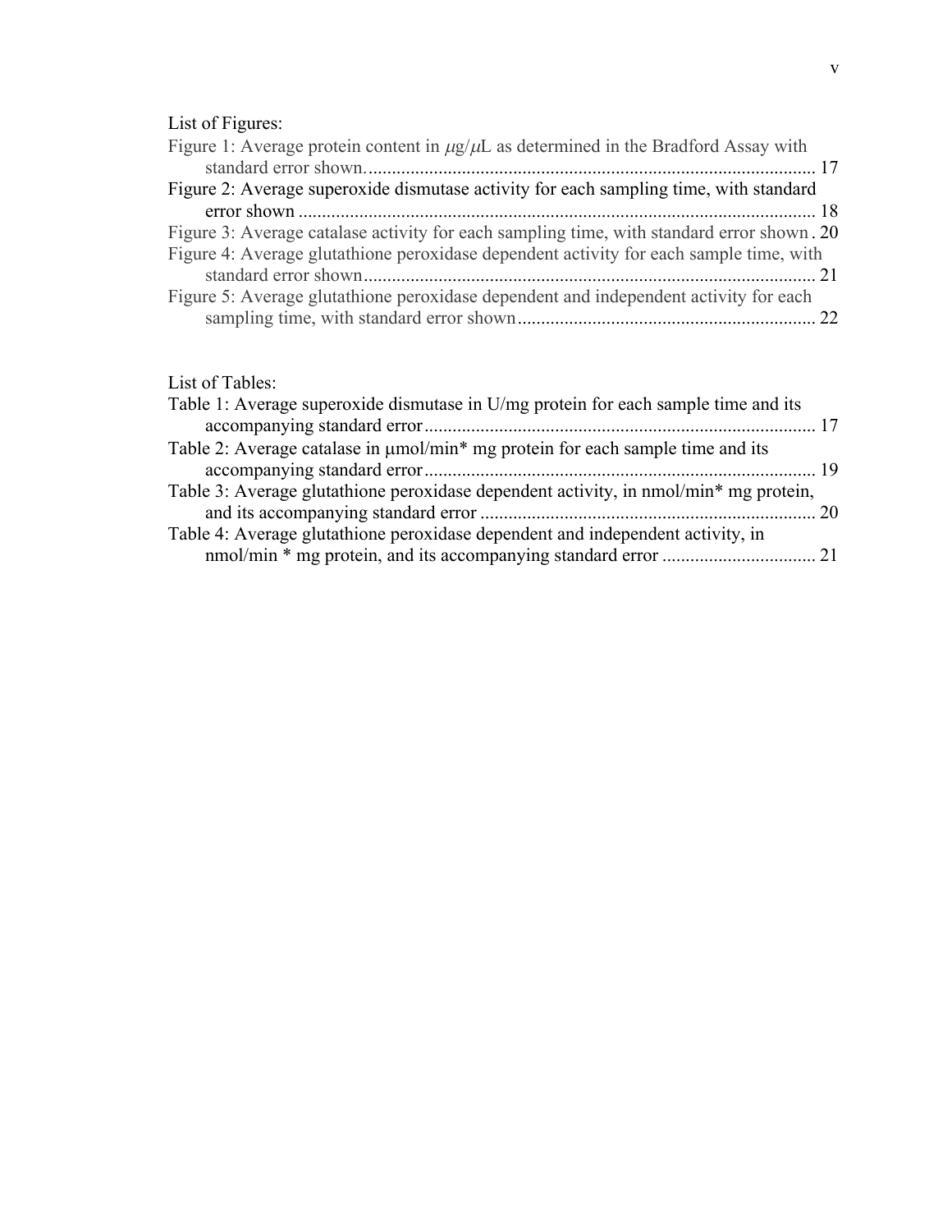List of Figures:

Figure 1: Average protein content in $\mu$g/$\mu$L as determined in the Bradford Assay with standard error shown. ..... 17

Figure 2: Average superoxide dismutase activity for each sampling time, with standard error shown ..... 18

Figure 3: Average catalase activity for each sampling time, with standard error shown . 20

Figure 4: Average glutathione peroxidase dependent activity for each sample time, with standard error shown ..... 21

Figure 5: Average glutathione peroxidase dependent and independent activity for each sampling time, with standard error shown ..... 22

List of Tables:

Table 1: Average superoxide dismutase in U/mg protein for each sample time and its accompanying standard error ..... 17

Table 2: Average catalase in μmol/min* mg protein for each sample time and its accompanying standard error ..... 19

Table 3: Average glutathione peroxidase dependent activity, in nmol/min* mg protein, and its accompanying standard error ..... 20

Table 4: Average glutathione peroxidase dependent and independent activity, in nmol/min * mg protein, and its accompanying standard error ..... 21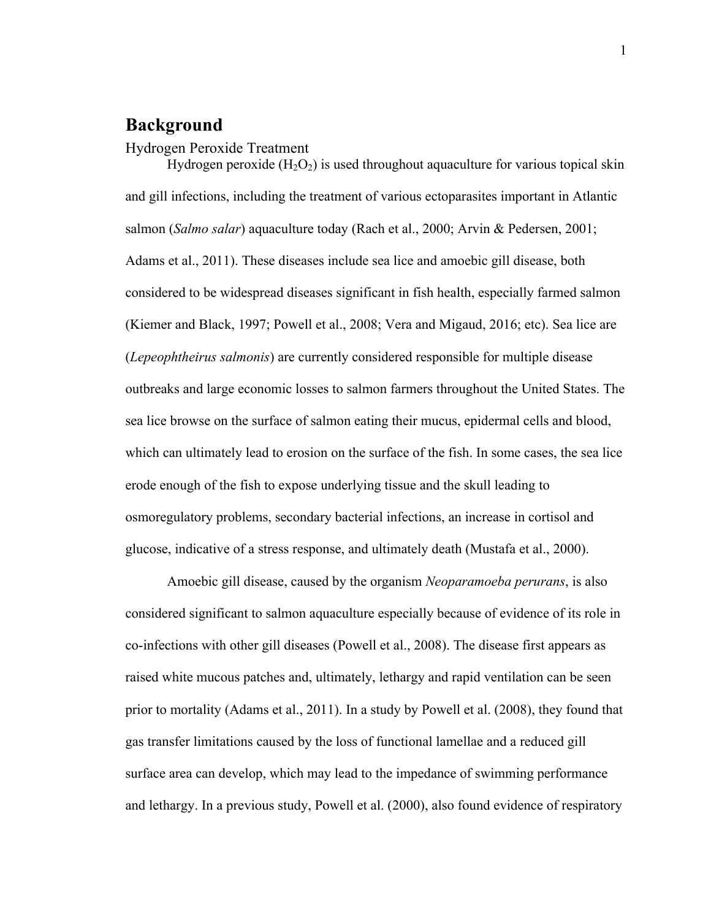# Background

## Hydrogen Peroxide Treatment

Hydrogen peroxide ($H_2O_2$) is used throughout aquaculture for various topical skin and gill infections, including the treatment of various ectoparasites important in Atlantic salmon (*Salmo salar*) aquaculture today (Rach et al., 2000; Arvin & Pedersen, 2001; Adams et al., 2011). These diseases include sea lice and amoebic gill disease, both considered to be widespread diseases significant in fish health, especially farmed salmon (Kiemer and Black, 1997; Powell et al., 2008; Vera and Migaud, 2016; etc). Sea lice are (*Lepeophtheirus salmonis*) are currently considered responsible for multiple disease outbreaks and large economic losses to salmon farmers throughout the United States. The sea lice browse on the surface of salmon eating their mucus, epidermal cells and blood, which can ultimately lead to erosion on the surface of the fish. In some cases, the sea lice erode enough of the fish to expose underlying tissue and the skull leading to osmoregulatory problems, secondary bacterial infections, an increase in cortisol and glucose, indicative of a stress response, and ultimately death (Mustafa et al., 2000).

Amoebic gill disease, caused by the organism *Neoparamoeba perurans*, is also considered significant to salmon aquaculture especially because of evidence of its role in co-infections with other gill diseases (Powell et al., 2008). The disease first appears as raised white mucous patches and, ultimately, lethargy and rapid ventilation can be seen prior to mortality (Adams et al., 2011). In a study by Powell et al. (2008), they found that gas transfer limitations caused by the loss of functional lamellae and a reduced gill surface area can develop, which may lead to the impedance of swimming performance and lethargy. In a previous study, Powell et al. (2000), also found evidence of respiratory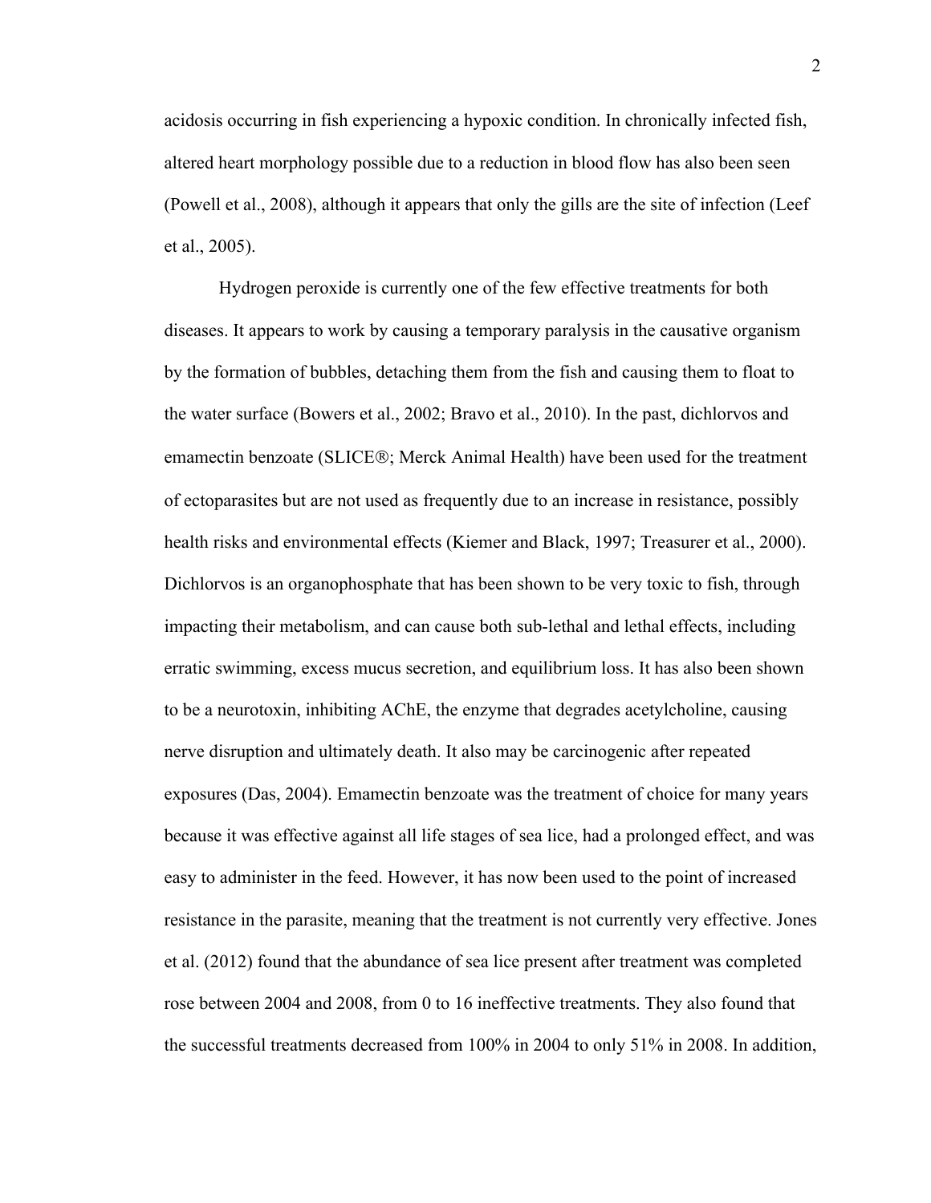acidosis occurring in fish experiencing a hypoxic condition. In chronically infected fish, altered heart morphology possible due to a reduction in blood flow has also been seen (Powell et al., 2008), although it appears that only the gills are the site of infection (Leef et al., 2005).

Hydrogen peroxide is currently one of the few effective treatments for both diseases. It appears to work by causing a temporary paralysis in the causative organism by the formation of bubbles, detaching them from the fish and causing them to float to the water surface (Bowers et al., 2002; Bravo et al., 2010). In the past, dichlorvos and emamectin benzoate (SLICE®; Merck Animal Health) have been used for the treatment of ectoparasites but are not used as frequently due to an increase in resistance, possibly health risks and environmental effects (Kiemer and Black, 1997; Treasurer et al., 2000). Dichlorvos is an organophosphate that has been shown to be very toxic to fish, through impacting their metabolism, and can cause both sub-lethal and lethal effects, including erratic swimming, excess mucus secretion, and equilibrium loss. It has also been shown to be a neurotoxin, inhibiting AChE, the enzyme that degrades acetylcholine, causing nerve disruption and ultimately death. It also may be carcinogenic after repeated exposures (Das, 2004). Emamectin benzoate was the treatment of choice for many years because it was effective against all life stages of sea lice, had a prolonged effect, and was easy to administer in the feed. However, it has now been used to the point of increased resistance in the parasite, meaning that the treatment is not currently very effective. Jones et al. (2012) found that the abundance of sea lice present after treatment was completed rose between 2004 and 2008, from 0 to 16 ineffective treatments. They also found that the successful treatments decreased from 100% in 2004 to only 51% in 2008. In addition,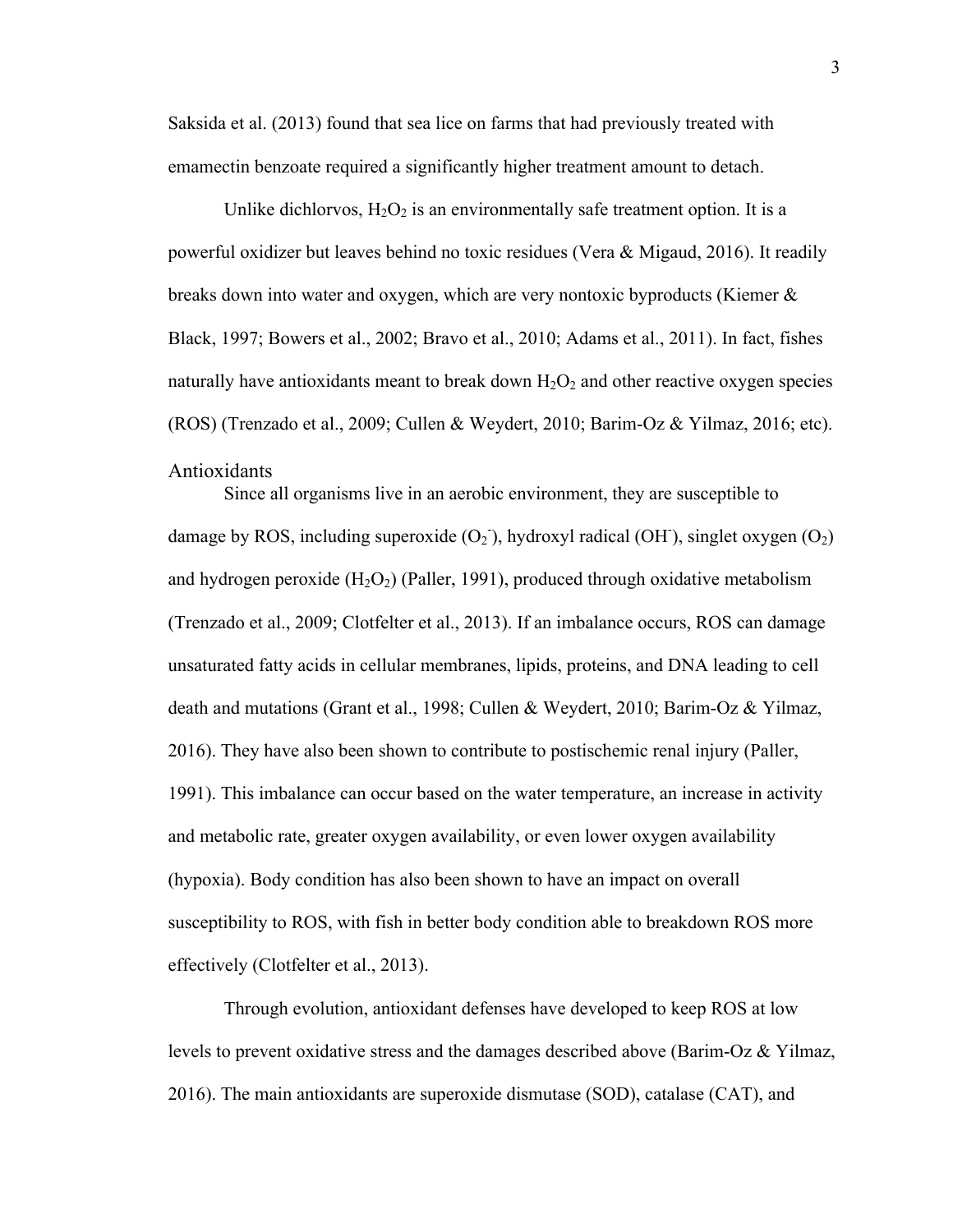Saksida et al. (2013) found that sea lice on farms that had previously treated with emamectin benzoate required a significantly higher treatment amount to detach.

Unlike dichlorvos, $H_2O_2$ is an environmentally safe treatment option. It is a powerful oxidizer but leaves behind no toxic residues (Vera & Migaud, 2016). It readily breaks down into water and oxygen, which are very nontoxic byproducts (Kiemer & Black, 1997; Bowers et al., 2002; Bravo et al., 2010; Adams et al., 2011). In fact, fishes naturally have antioxidants meant to break down $H_2O_2$ and other reactive oxygen species (ROS) (Trenzado et al., 2009; Cullen & Weydert, 2010; Barim-Oz & Yilmaz, 2016; etc).

## Antioxidants

Since all organisms live in an aerobic environment, they are susceptible to damage by ROS, including superoxide ($O_2^-$), hydroxyl radical ($OH^-$), singlet oxygen ($O_2$) and hydrogen peroxide ($H_2O_2$) (Paller, 1991), produced through oxidative metabolism (Trenzado et al., 2009; Clotfelter et al., 2013). If an imbalance occurs, ROS can damage unsaturated fatty acids in cellular membranes, lipids, proteins, and DNA leading to cell death and mutations (Grant et al., 1998; Cullen & Weydert, 2010; Barim-Oz & Yilmaz, 2016). They have also been shown to contribute to postischemic renal injury (Paller, 1991). This imbalance can occur based on the water temperature, an increase in activity and metabolic rate, greater oxygen availability, or even lower oxygen availability (hypoxia). Body condition has also been shown to have an impact on overall susceptibility to ROS, with fish in better body condition able to breakdown ROS more effectively (Clotfelter et al., 2013).

Through evolution, antioxidant defenses have developed to keep ROS at low levels to prevent oxidative stress and the damages described above (Barim-Oz & Yilmaz, 2016). The main antioxidants are superoxide dismutase (SOD), catalase (CAT), and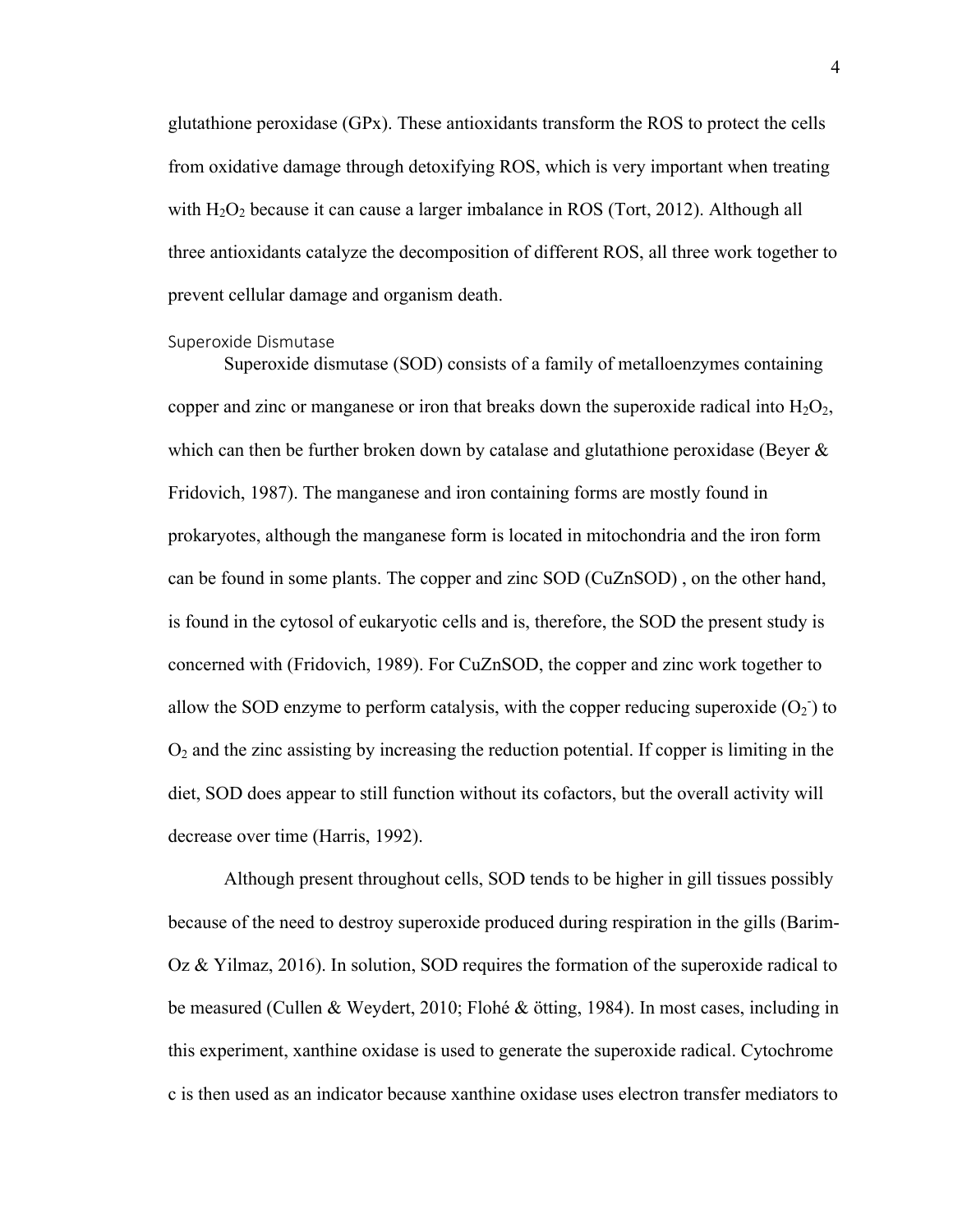glutathione peroxidase (GPx). These antioxidants transform the ROS to protect the cells from oxidative damage through detoxifying ROS, which is very important when treating with $H_2O_2$ because it can cause a larger imbalance in ROS (Tort, 2012). Although all three antioxidants catalyze the decomposition of different ROS, all three work together to prevent cellular damage and organism death.

### Superoxide Dismutase

Superoxide dismutase (SOD) consists of a family of metalloenzymes containing copper and zinc or manganese or iron that breaks down the superoxide radical into $H_2O_2$, which can then be further broken down by catalase and glutathione peroxidase (Beyer & Fridovich, 1987). The manganese and iron containing forms are mostly found in prokaryotes, although the manganese form is located in mitochondria and the iron form can be found in some plants. The copper and zinc SOD (CuZnSOD) , on the other hand, is found in the cytosol of eukaryotic cells and is, therefore, the SOD the present study is concerned with (Fridovich, 1989). For CuZnSOD, the copper and zinc work together to allow the SOD enzyme to perform catalysis, with the copper reducing superoxide ($O_2^-$) to $O_2$ and the zinc assisting by increasing the reduction potential. If copper is limiting in the diet, SOD does appear to still function without its cofactors, but the overall activity will decrease over time (Harris, 1992).

Although present throughout cells, SOD tends to be higher in gill tissues possibly because of the need to destroy superoxide produced during respiration in the gills (Barim-Oz & Yilmaz, 2016). In solution, SOD requires the formation of the superoxide radical to be measured (Cullen & Weydert, 2010; Flohé & ötting, 1984). In most cases, including in this experiment, xanthine oxidase is used to generate the superoxide radical. Cytochrome c is then used as an indicator because xanthine oxidase uses electron transfer mediators to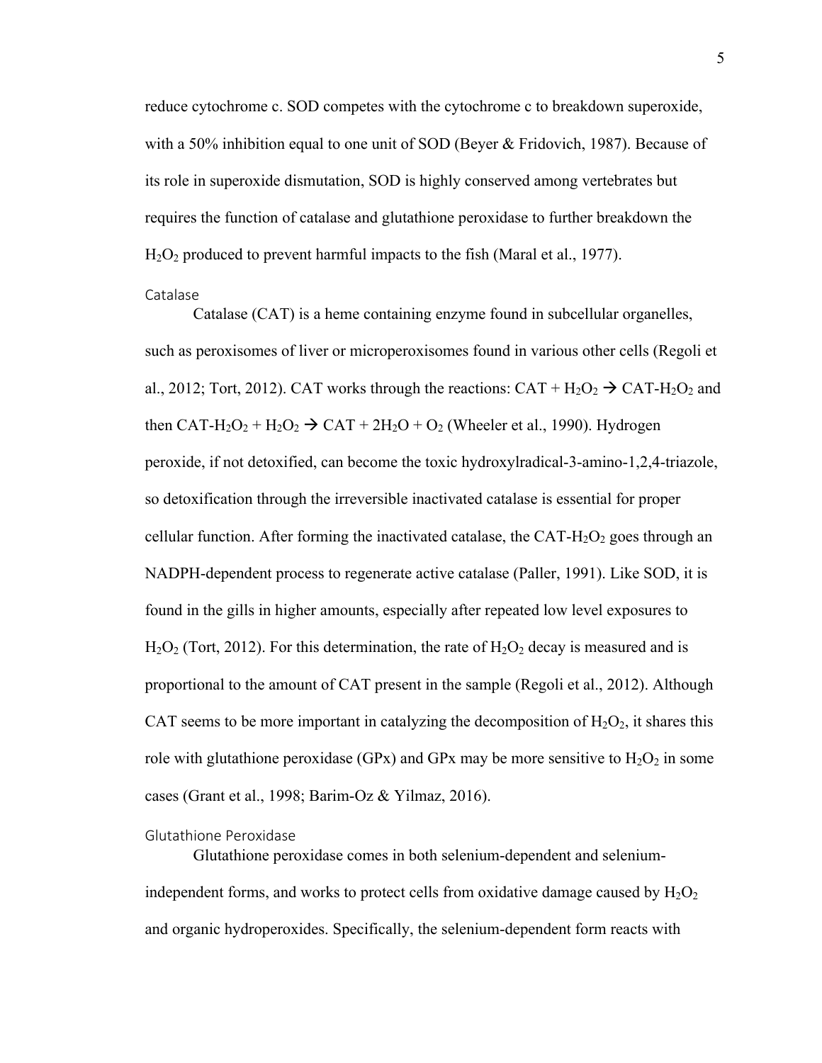reduce cytochrome c. SOD competes with the cytochrome c to breakdown superoxide, with a 50% inhibition equal to one unit of SOD (Beyer & Fridovich, 1987). Because of its role in superoxide dismutation, SOD is highly conserved among vertebrates but requires the function of catalase and glutathione peroxidase to further breakdown the $H_2O_2$ produced to prevent harmful impacts to the fish (Maral et al., 1977).

### Catalase

Catalase (CAT) is a heme containing enzyme found in subcellular organelles, such as peroxisomes of liver or microperoxisomes found in various other cells (Regoli et al., 2012; Tort, 2012). CAT works through the reactions: $CAT + H_2O_2 \rightarrow CAT\text{-}H_2O_2$ and then $CAT\text{-}H_2O_2 + H_2O_2 \rightarrow CAT + 2H_2O + O_2$ (Wheeler et al., 1990). Hydrogen peroxide, if not detoxified, can become the toxic hydroxylradical-3-amino-1,2,4-triazole, so detoxification through the irreversible inactivated catalase is essential for proper cellular function. After forming the inactivated catalase, the $CAT\text{-}H_2O_2$ goes through an NADPH-dependent process to regenerate active catalase (Paller, 1991). Like SOD, it is found in the gills in higher amounts, especially after repeated low level exposures to $H_2O_2$ (Tort, 2012). For this determination, the rate of $H_2O_2$ decay is measured and is proportional to the amount of CAT present in the sample (Regoli et al., 2012). Although CAT seems to be more important in catalyzing the decomposition of $H_2O_2$, it shares this role with glutathione peroxidase (GPx) and GPx may be more sensitive to $H_2O_2$ in some cases (Grant et al., 1998; Barim-Oz & Yilmaz, 2016).

### Glutathione Peroxidase

Glutathione peroxidase comes in both selenium-dependent and selenium-independent forms, and works to protect cells from oxidative damage caused by $H_2O_2$ and organic hydroperoxides. Specifically, the selenium-dependent form reacts with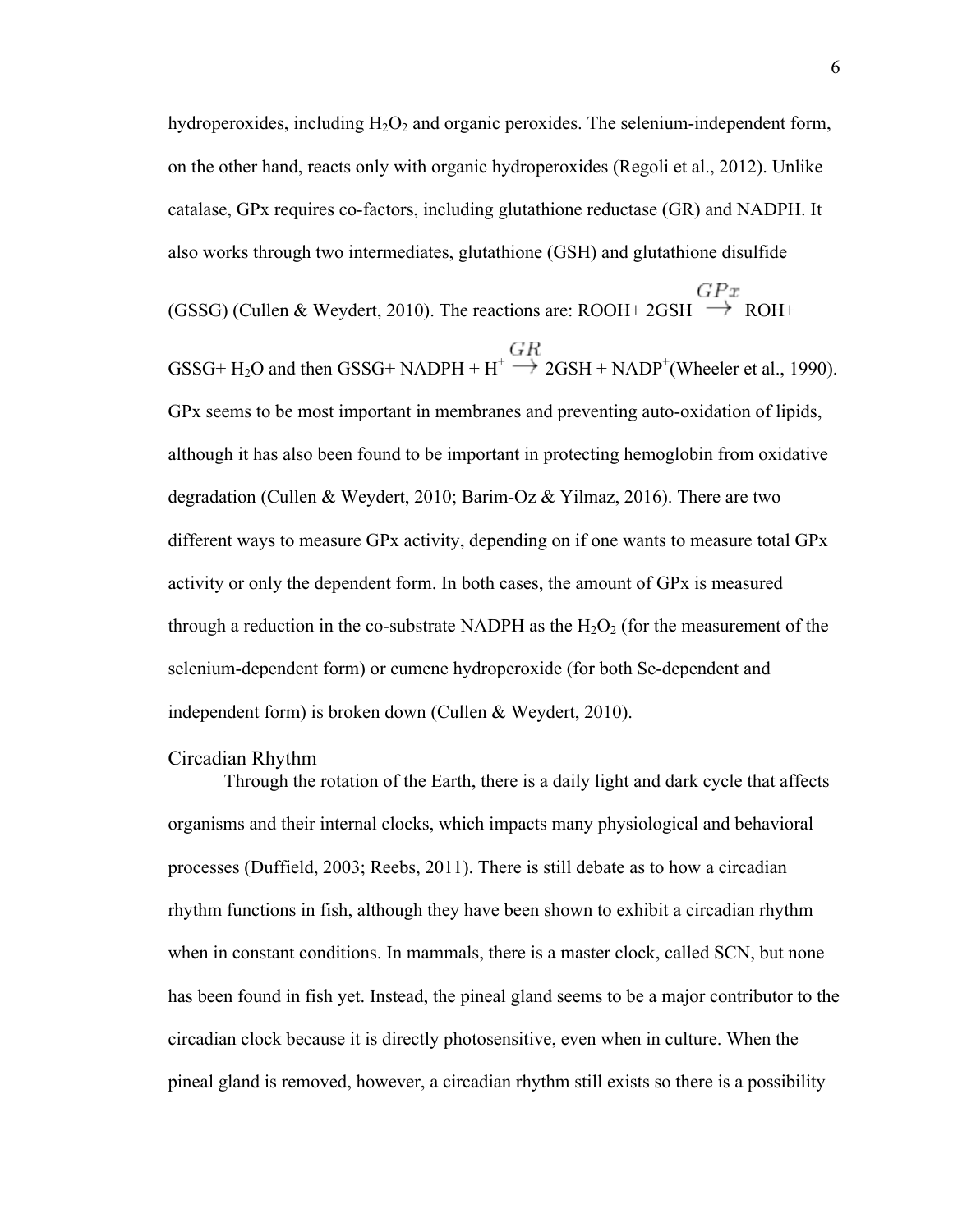hydroperoxides, including $H_2O_2$ and organic peroxides. The selenium-independent form, on the other hand, reacts only with organic hydroperoxides (Regoli et al., 2012). Unlike catalase, GPx requires co-factors, including glutathione reductase (GR) and NADPH. It also works through two intermediates, glutathione (GSH) and glutathione disulfide (GSSG) (Cullen & Weydert, 2010). The reactions are: $ROOH + 2GSH \xrightarrow{GPx} ROH + GSSG + H_2O$ and then $GSSG + NADPH + H^+ \xrightarrow{GR} 2GSH + NADP^+$ (Wheeler et al., 1990). GPx seems to be most important in membranes and preventing auto-oxidation of lipids, although it has also been found to be important in protecting hemoglobin from oxidative degradation (Cullen & Weydert, 2010; Barim-Oz & Yilmaz, 2016). There are two different ways to measure GPx activity, depending on if one wants to measure total GPx activity or only the dependent form. In both cases, the amount of GPx is measured through a reduction in the co-substrate NADPH as the $H_2O_2$ (for the measurement of the selenium-dependent form) or cumene hydroperoxide (for both Se-dependent and independent form) is broken down (Cullen & Weydert, 2010).

## Circadian Rhythm

Through the rotation of the Earth, there is a daily light and dark cycle that affects organisms and their internal clocks, which impacts many physiological and behavioral processes (Duffield, 2003; Reebs, 2011). There is still debate as to how a circadian rhythm functions in fish, although they have been shown to exhibit a circadian rhythm when in constant conditions. In mammals, there is a master clock, called SCN, but none has been found in fish yet. Instead, the pineal gland seems to be a major contributor to the circadian clock because it is directly photosensitive, even when in culture. When the pineal gland is removed, however, a circadian rhythm still exists so there is a possibility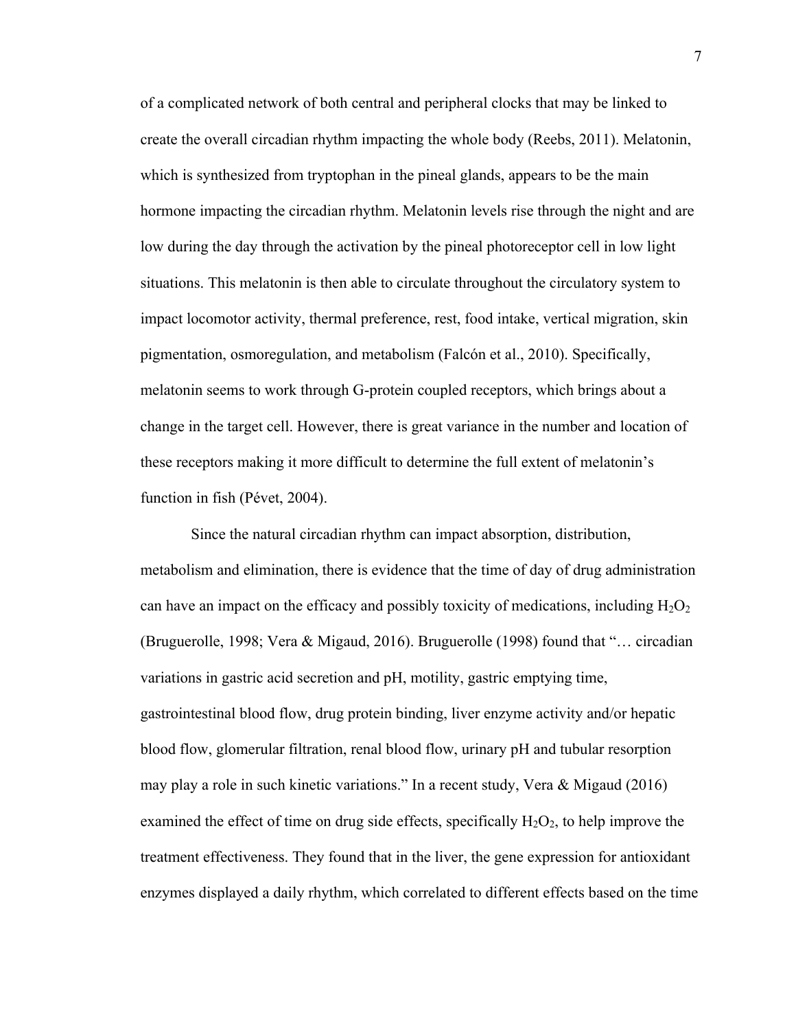of a complicated network of both central and peripheral clocks that may be linked to create the overall circadian rhythm impacting the whole body (Reebs, 2011). Melatonin, which is synthesized from tryptophan in the pineal glands, appears to be the main hormone impacting the circadian rhythm. Melatonin levels rise through the night and are low during the day through the activation by the pineal photoreceptor cell in low light situations. This melatonin is then able to circulate throughout the circulatory system to impact locomotor activity, thermal preference, rest, food intake, vertical migration, skin pigmentation, osmoregulation, and metabolism (Falcón et al., 2010). Specifically, melatonin seems to work through G-protein coupled receptors, which brings about a change in the target cell. However, there is great variance in the number and location of these receptors making it more difficult to determine the full extent of melatonin's function in fish (Pévet, 2004).

Since the natural circadian rhythm can impact absorption, distribution, metabolism and elimination, there is evidence that the time of day of drug administration can have an impact on the efficacy and possibly toxicity of medications, including $H_2O_2$ (Bruguerolle, 1998; Vera & Migaud, 2016). Bruguerolle (1998) found that "… circadian variations in gastric acid secretion and pH, motility, gastric emptying time, gastrointestinal blood flow, drug protein binding, liver enzyme activity and/or hepatic blood flow, glomerular filtration, renal blood flow, urinary pH and tubular resorption may play a role in such kinetic variations." In a recent study, Vera & Migaud (2016) examined the effect of time on drug side effects, specifically $H_2O_2$, to help improve the treatment effectiveness. They found that in the liver, the gene expression for antioxidant enzymes displayed a daily rhythm, which correlated to different effects based on the time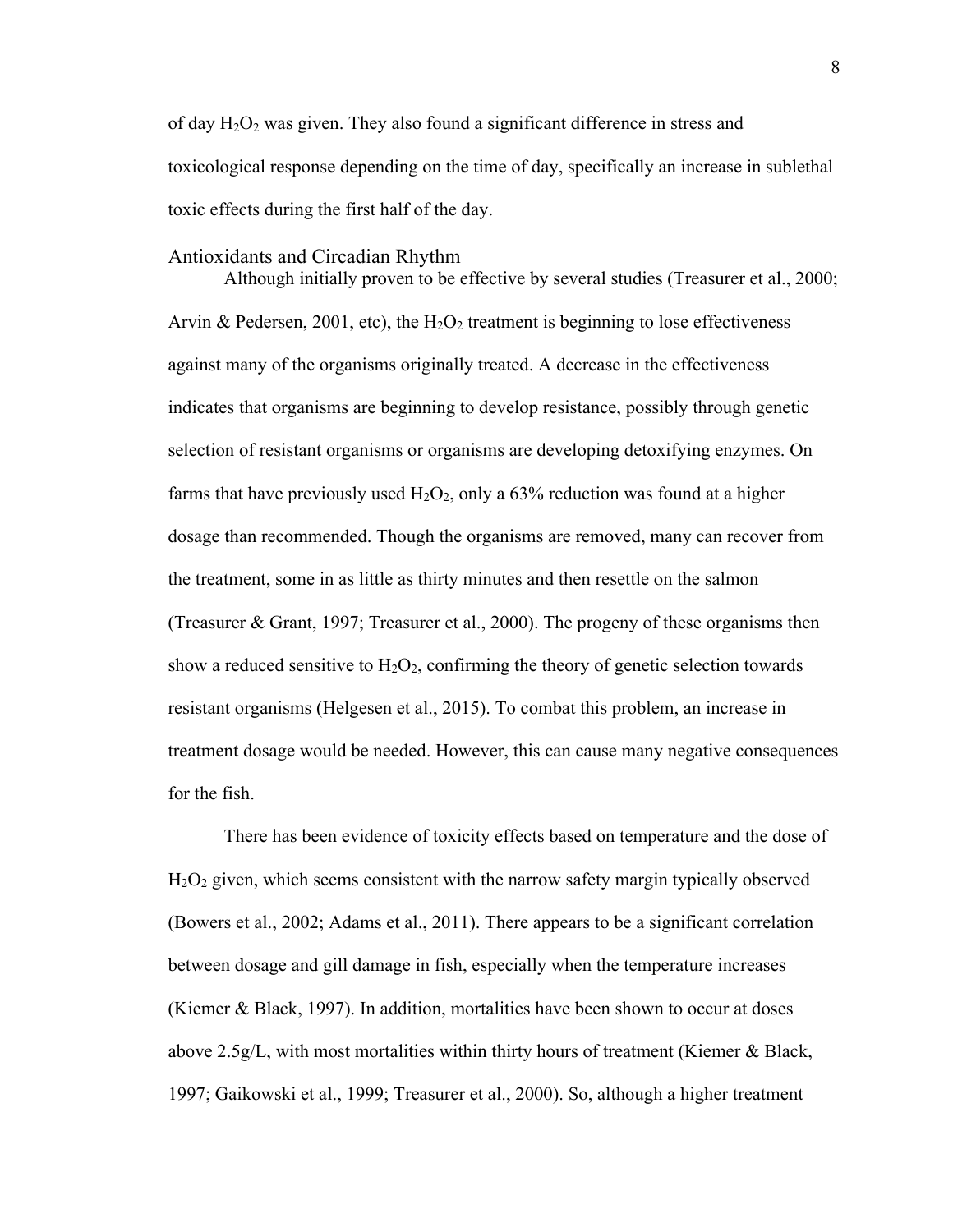of day $H_2O_2$ was given. They also found a significant difference in stress and toxicological response depending on the time of day, specifically an increase in sublethal toxic effects during the first half of the day.

## Antioxidants and Circadian Rhythm

Although initially proven to be effective by several studies (Treasurer et al., 2000; Arvin & Pedersen, 2001, etc), the $H_2O_2$ treatment is beginning to lose effectiveness against many of the organisms originally treated. A decrease in the effectiveness indicates that organisms are beginning to develop resistance, possibly through genetic selection of resistant organisms or organisms are developing detoxifying enzymes. On farms that have previously used $H_2O_2$, only a 63% reduction was found at a higher dosage than recommended. Though the organisms are removed, many can recover from the treatment, some in as little as thirty minutes and then resettle on the salmon (Treasurer & Grant, 1997; Treasurer et al., 2000). The progeny of these organisms then show a reduced sensitive to $H_2O_2$, confirming the theory of genetic selection towards resistant organisms (Helgesen et al., 2015). To combat this problem, an increase in treatment dosage would be needed. However, this can cause many negative consequences for the fish.

There has been evidence of toxicity effects based on temperature and the dose of $H_2O_2$ given, which seems consistent with the narrow safety margin typically observed (Bowers et al., 2002; Adams et al., 2011). There appears to be a significant correlation between dosage and gill damage in fish, especially when the temperature increases (Kiemer & Black, 1997). In addition, mortalities have been shown to occur at doses above 2.5g/L, with most mortalities within thirty hours of treatment (Kiemer & Black, 1997; Gaikowski et al., 1999; Treasurer et al., 2000). So, although a higher treatment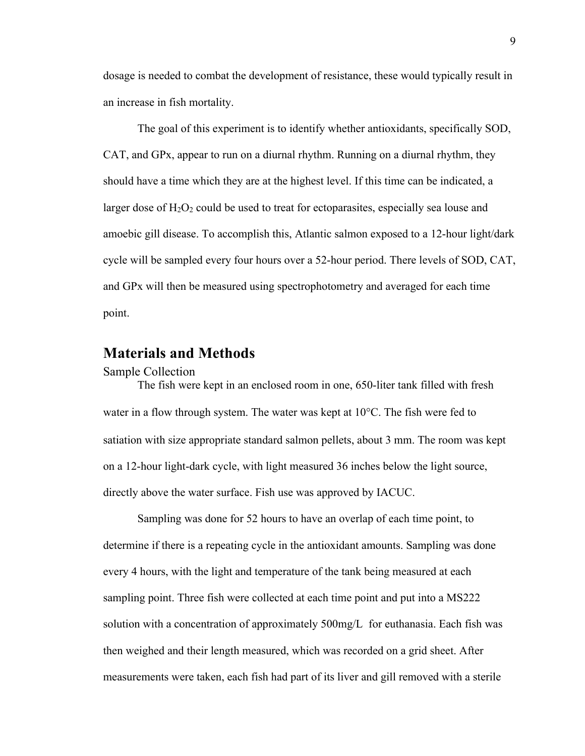dosage is needed to combat the development of resistance, these would typically result in an increase in fish mortality.

The goal of this experiment is to identify whether antioxidants, specifically SOD, CAT, and GPx, appear to run on a diurnal rhythm. Running on a diurnal rhythm, they should have a time which they are at the highest level. If this time can be indicated, a larger dose of $H_2O_2$ could be used to treat for ectoparasites, especially sea louse and amoebic gill disease. To accomplish this, Atlantic salmon exposed to a 12-hour light/dark cycle will be sampled every four hours over a 52-hour period. There levels of SOD, CAT, and GPx will then be measured using spectrophotometry and averaged for each time point.

## Materials and Methods

### Sample Collection

The fish were kept in an enclosed room in one, 650-liter tank filled with fresh water in a flow through system. The water was kept at 10°C. The fish were fed to satiation with size appropriate standard salmon pellets, about 3 mm. The room was kept on a 12-hour light-dark cycle, with light measured 36 inches below the light source, directly above the water surface. Fish use was approved by IACUC.

Sampling was done for 52 hours to have an overlap of each time point, to determine if there is a repeating cycle in the antioxidant amounts. Sampling was done every 4 hours, with the light and temperature of the tank being measured at each sampling point. Three fish were collected at each time point and put into a MS222 solution with a concentration of approximately 500mg/L for euthanasia. Each fish was then weighed and their length measured, which was recorded on a grid sheet. After measurements were taken, each fish had part of its liver and gill removed with a sterile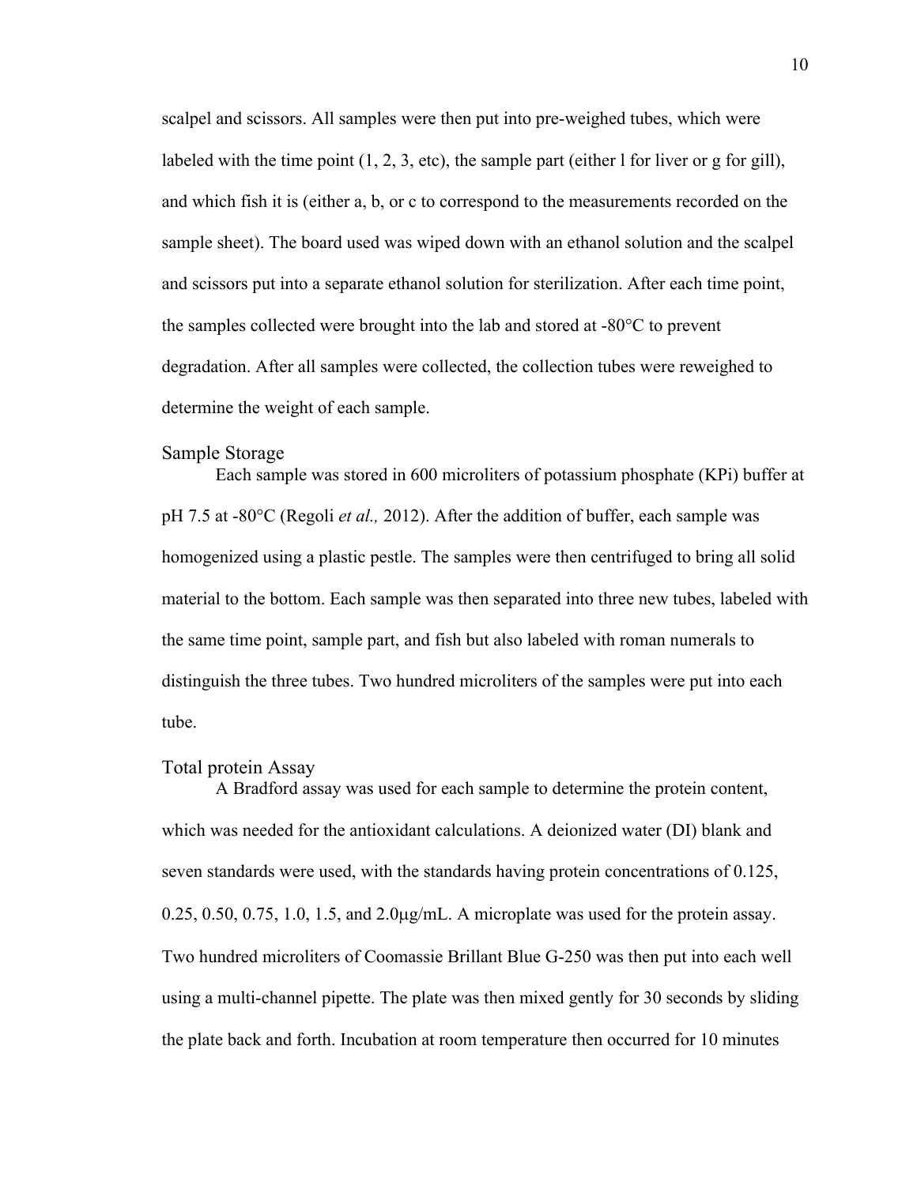scalpel and scissors. All samples were then put into pre-weighed tubes, which were labeled with the time point (1, 2, 3, etc), the sample part (either l for liver or g for gill), and which fish it is (either a, b, or c to correspond to the measurements recorded on the sample sheet). The board used was wiped down with an ethanol solution and the scalpel and scissors put into a separate ethanol solution for sterilization. After each time point, the samples collected were brought into the lab and stored at -80°C to prevent degradation. After all samples were collected, the collection tubes were reweighed to determine the weight of each sample.

## Sample Storage

Each sample was stored in 600 microliters of potassium phosphate (KPi) buffer at pH 7.5 at -80°C (Regoli *et al.,* 2012). After the addition of buffer, each sample was homogenized using a plastic pestle. The samples were then centrifuged to bring all solid material to the bottom. Each sample was then separated into three new tubes, labeled with the same time point, sample part, and fish but also labeled with roman numerals to distinguish the three tubes. Two hundred microliters of the samples were put into each tube.

## Total protein Assay

A Bradford assay was used for each sample to determine the protein content, which was needed for the antioxidant calculations. A deionized water (DI) blank and seven standards were used, with the standards having protein concentrations of 0.125, 0.25, 0.50, 0.75, 1.0, 1.5, and 2.0μg/mL. A microplate was used for the protein assay. Two hundred microliters of Coomassie Brillant Blue G-250 was then put into each well using a multi-channel pipette. The plate was then mixed gently for 30 seconds by sliding the plate back and forth. Incubation at room temperature then occurred for 10 minutes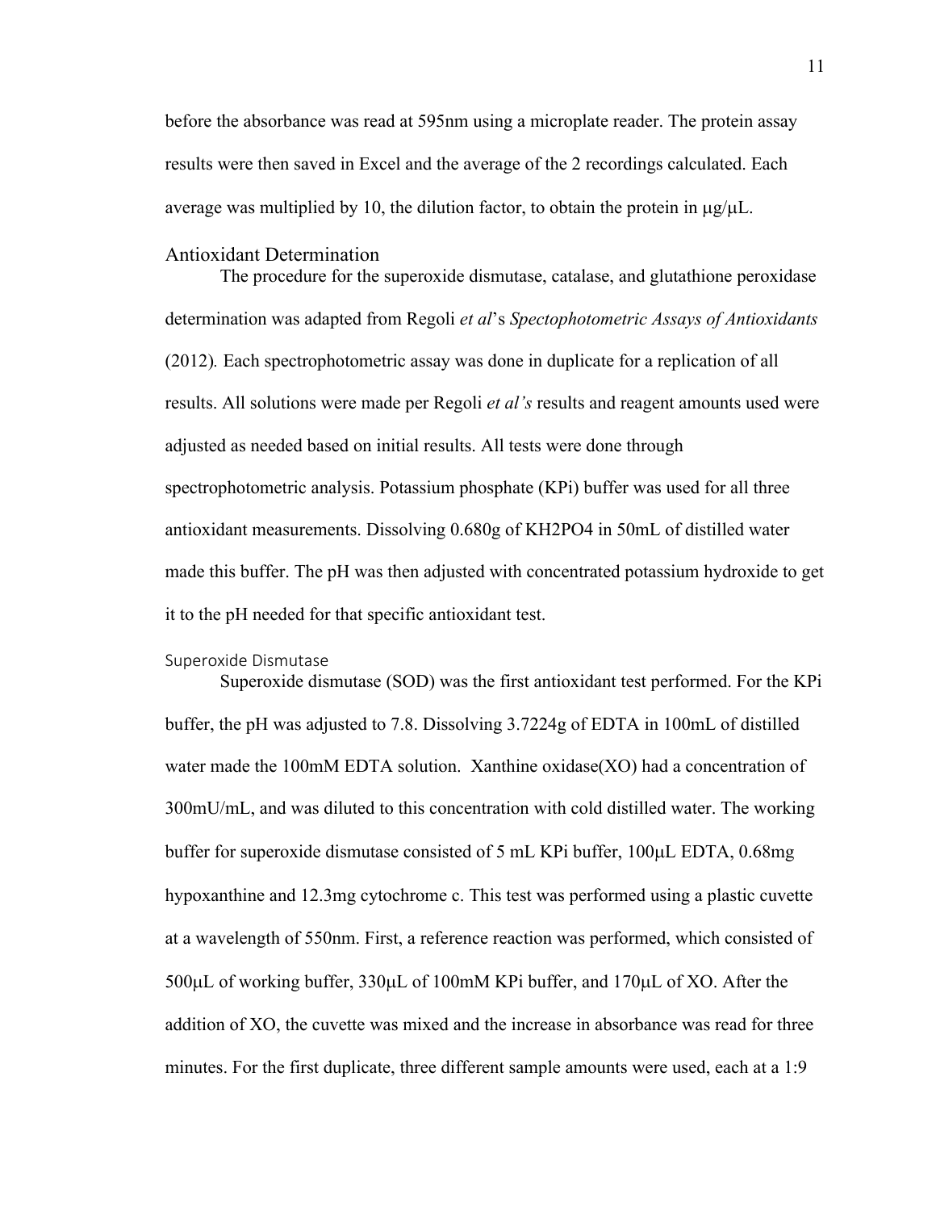before the absorbance was read at 595nm using a microplate reader. The protein assay results were then saved in Excel and the average of the 2 recordings calculated. Each average was multiplied by 10, the dilution factor, to obtain the protein in μg/μL.

## Antioxidant Determination

The procedure for the superoxide dismutase, catalase, and glutathione peroxidase determination was adapted from Regoli *et al*'s *Spectophotometric Assays of Antioxidants* (2012)*.* Each spectrophotometric assay was done in duplicate for a replication of all results. All solutions were made per Regoli *et al's* results and reagent amounts used were adjusted as needed based on initial results. All tests were done through spectrophotometric analysis. Potassium phosphate (KPi) buffer was used for all three antioxidant measurements. Dissolving 0.680g of $KH_2PO_4$ in 50mL of distilled water made this buffer. The pH was then adjusted with concentrated potassium hydroxide to get it to the pH needed for that specific antioxidant test.

### Superoxide Dismutase

Superoxide dismutase (SOD) was the first antioxidant test performed. For the KPi buffer, the pH was adjusted to 7.8. Dissolving 3.7224g of EDTA in 100mL of distilled water made the 100mM EDTA solution. Xanthine oxidase(XO) had a concentration of 300mU/mL, and was diluted to this concentration with cold distilled water. The working buffer for superoxide dismutase consisted of 5 mL KPi buffer, 100μL EDTA, 0.68mg hypoxanthine and 12.3mg cytochrome c. This test was performed using a plastic cuvette at a wavelength of 550nm. First, a reference reaction was performed, which consisted of 500μL of working buffer, 330μL of 100mM KPi buffer, and 170μL of XO. After the addition of XO, the cuvette was mixed and the increase in absorbance was read for three minutes. For the first duplicate, three different sample amounts were used, each at a 1:9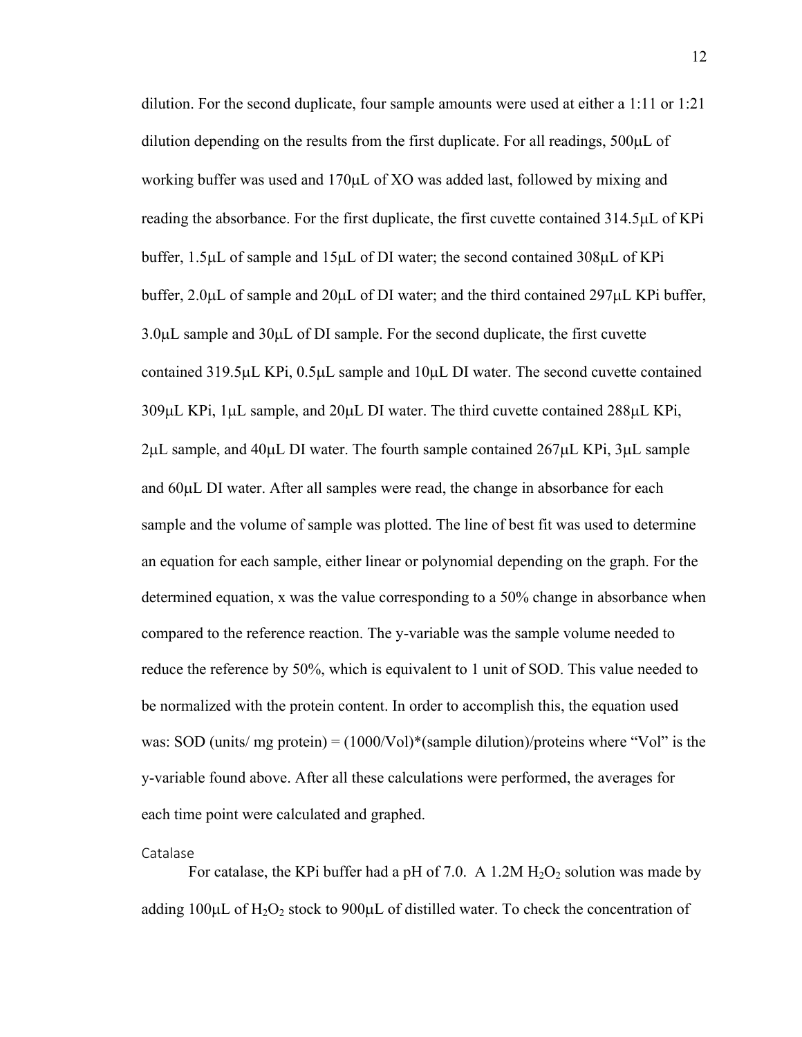dilution. For the second duplicate, four sample amounts were used at either a 1:11 or 1:21 dilution depending on the results from the first duplicate. For all readings, 500μL of working buffer was used and 170μL of XO was added last, followed by mixing and reading the absorbance. For the first duplicate, the first cuvette contained 314.5μL of KPi buffer, 1.5μL of sample and 15μL of DI water; the second contained 308μL of KPi buffer, 2.0μL of sample and 20μL of DI water; and the third contained 297μL KPi buffer, 3.0μL sample and 30μL of DI sample. For the second duplicate, the first cuvette contained 319.5μL KPi, 0.5μL sample and 10μL DI water. The second cuvette contained 309μL KPi, 1μL sample, and 20μL DI water. The third cuvette contained 288μL KPi, 2μL sample, and 40μL DI water. The fourth sample contained 267μL KPi, 3μL sample and 60μL DI water. After all samples were read, the change in absorbance for each sample and the volume of sample was plotted. The line of best fit was used to determine an equation for each sample, either linear or polynomial depending on the graph. For the determined equation, x was the value corresponding to a 50% change in absorbance when compared to the reference reaction. The y-variable was the sample volume needed to reduce the reference by 50%, which is equivalent to 1 unit of SOD. This value needed to be normalized with the protein content. In order to accomplish this, the equation used was: SOD (units/ mg protein) = (1000/Vol)*(sample dilution)/proteins where "Vol" is the y-variable found above. After all these calculations were performed, the averages for each time point were calculated and graphed.

### Catalase

For catalase, the KPi buffer had a pH of 7.0. A 1.2M $H_2O_2$ solution was made by adding 100μL of $H_2O_2$ stock to 900μL of distilled water. To check the concentration of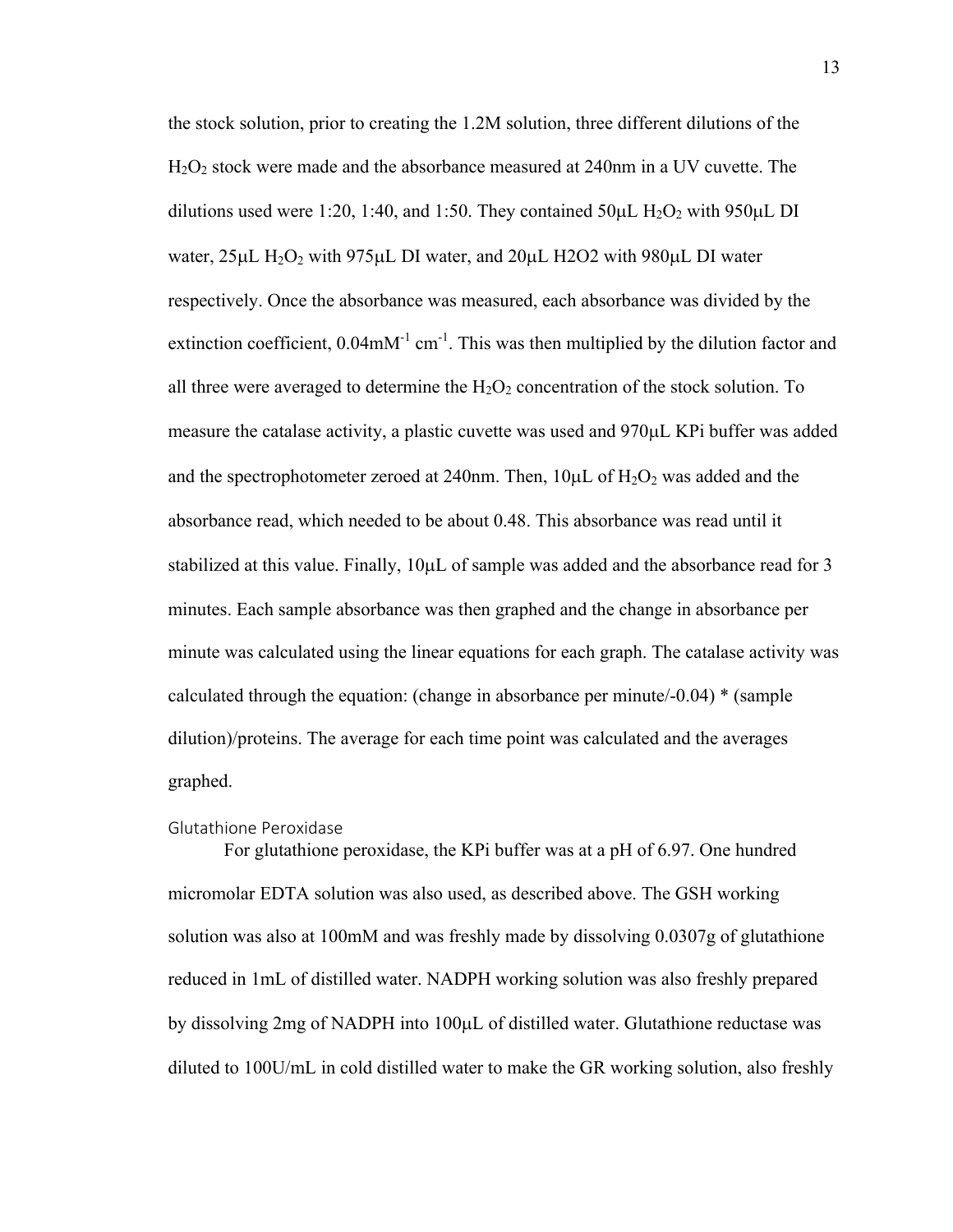the stock solution, prior to creating the 1.2M solution, three different dilutions of the $H_2O_2$ stock were made and the absorbance measured at 240nm in a UV cuvette. The dilutions used were 1:20, 1:40, and 1:50. They contained 50μL $H_2O_2$ with 950μL DI water, 25μL $H_2O_2$ with 975μL DI water, and 20μL H2O2 with 980μL DI water respectively. Once the absorbance was measured, each absorbance was divided by the extinction coefficient, 0.04$mM^{-1}$ $cm^{-1}$. This was then multiplied by the dilution factor and all three were averaged to determine the $H_2O_2$ concentration of the stock solution. To measure the catalase activity, a plastic cuvette was used and 970μL KPi buffer was added and the spectrophotometer zeroed at 240nm. Then, 10μL of $H_2O_2$ was added and the absorbance read, which needed to be about 0.48. This absorbance was read until it stabilized at this value. Finally, 10μL of sample was added and the absorbance read for 3 minutes. Each sample absorbance was then graphed and the change in absorbance per minute was calculated using the linear equations for each graph. The catalase activity was calculated through the equation: (change in absorbance per minute/-0.04) * (sample dilution)/proteins. The average for each time point was calculated and the averages graphed.

### Glutathione Peroxidase

For glutathione peroxidase, the KPi buffer was at a pH of 6.97. One hundred micromolar EDTA solution was also used, as described above. The GSH working solution was also at 100mM and was freshly made by dissolving 0.0307g of glutathione reduced in 1mL of distilled water. NADPH working solution was also freshly prepared by dissolving 2mg of NADPH into 100μL of distilled water. Glutathione reductase was diluted to 100U/mL in cold distilled water to make the GR working solution, also freshly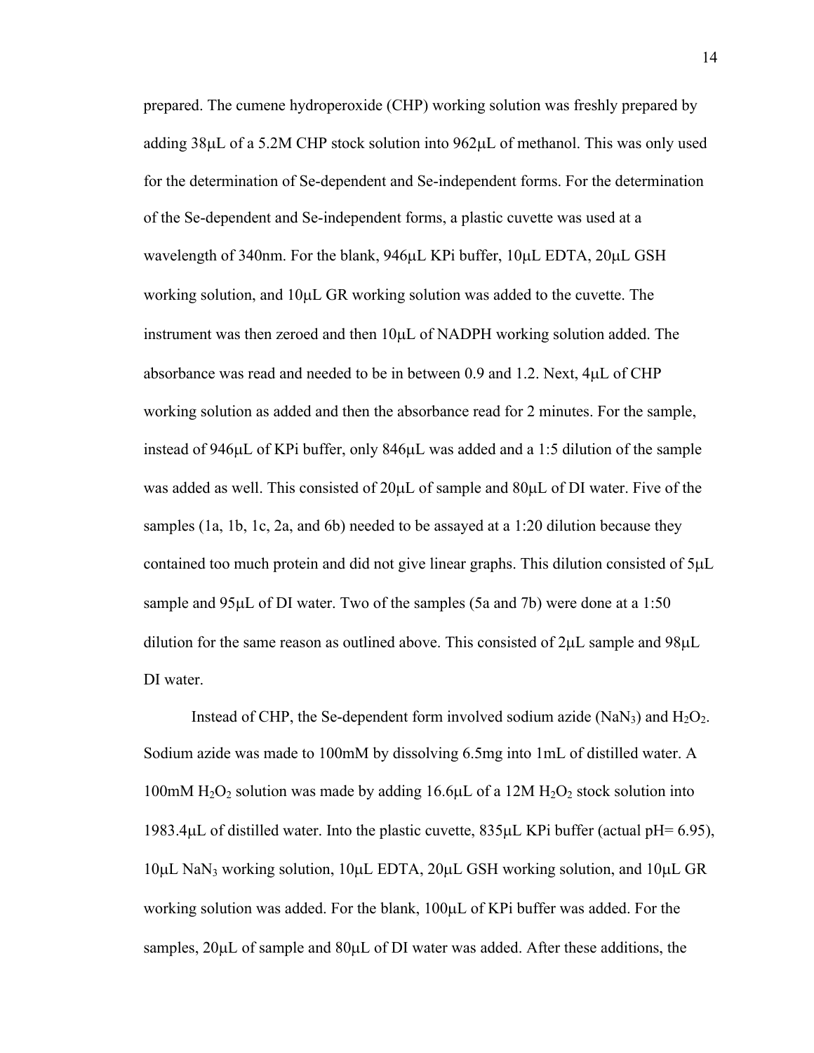prepared. The cumene hydroperoxide (CHP) working solution was freshly prepared by adding 38μL of a 5.2M CHP stock solution into 962μL of methanol. This was only used for the determination of Se-dependent and Se-independent forms. For the determination of the Se-dependent and Se-independent forms, a plastic cuvette was used at a wavelength of 340nm. For the blank, 946μL KPi buffer, 10μL EDTA, 20μL GSH working solution, and 10μL GR working solution was added to the cuvette. The instrument was then zeroed and then 10μL of NADPH working solution added. The absorbance was read and needed to be in between 0.9 and 1.2. Next, 4μL of CHP working solution as added and then the absorbance read for 2 minutes. For the sample, instead of 946μL of KPi buffer, only 846μL was added and a 1:5 dilution of the sample was added as well. This consisted of 20μL of sample and 80μL of DI water. Five of the samples (1a, 1b, 1c, 2a, and 6b) needed to be assayed at a 1:20 dilution because they contained too much protein and did not give linear graphs. This dilution consisted of 5μL sample and 95μL of DI water. Two of the samples (5a and 7b) were done at a 1:50 dilution for the same reason as outlined above. This consisted of 2μL sample and 98μL DI water.

Instead of CHP, the Se-dependent form involved sodium azide ($NaN_3$) and $H_2O_2$. Sodium azide was made to 100mM by dissolving 6.5mg into 1mL of distilled water. A 100mM $H_2O_2$ solution was made by adding 16.6μL of a 12M $H_2O_2$ stock solution into 1983.4μL of distilled water. Into the plastic cuvette, 835μL KPi buffer (actual pH= 6.95), 10μL $NaN_3$ working solution, 10μL EDTA, 20μL GSH working solution, and 10μL GR working solution was added. For the blank, 100μL of KPi buffer was added. For the samples, 20μL of sample and 80μL of DI water was added. After these additions, the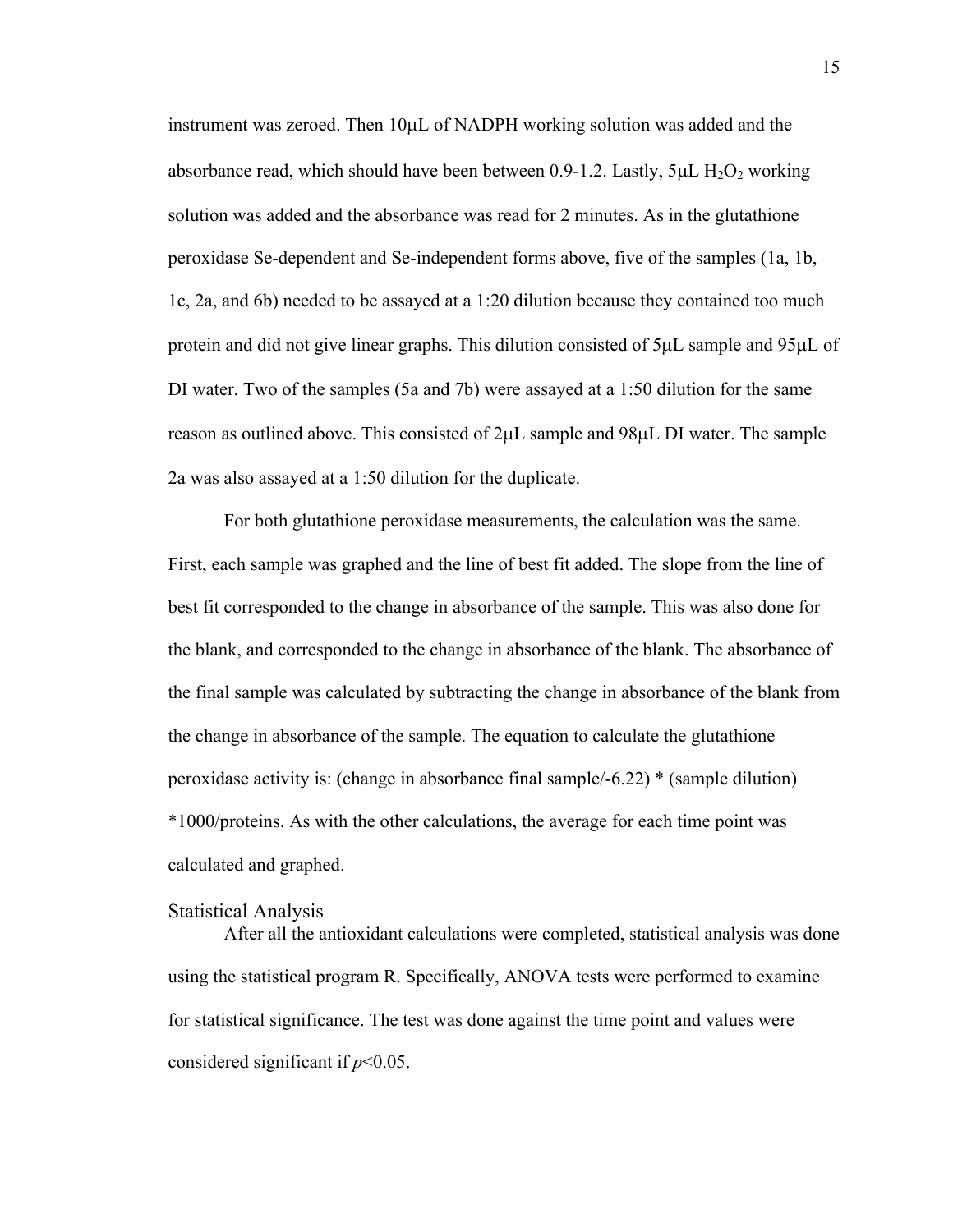instrument was zeroed. Then 10μL of NADPH working solution was added and the absorbance read, which should have been between 0.9-1.2. Lastly, 5μL $H_2O_2$ working solution was added and the absorbance was read for 2 minutes. As in the glutathione peroxidase Se-dependent and Se-independent forms above, five of the samples (1a, 1b, 1c, 2a, and 6b) needed to be assayed at a 1:20 dilution because they contained too much protein and did not give linear graphs. This dilution consisted of 5μL sample and 95μL of DI water. Two of the samples (5a and 7b) were assayed at a 1:50 dilution for the same reason as outlined above. This consisted of 2μL sample and 98μL DI water. The sample 2a was also assayed at a 1:50 dilution for the duplicate.

For both glutathione peroxidase measurements, the calculation was the same. First, each sample was graphed and the line of best fit added. The slope from the line of best fit corresponded to the change in absorbance of the sample. This was also done for the blank, and corresponded to the change in absorbance of the blank. The absorbance of the final sample was calculated by subtracting the change in absorbance of the blank from the change in absorbance of the sample. The equation to calculate the glutathione peroxidase activity is: (change in absorbance final sample/-6.22) * (sample dilution) *1000/proteins. As with the other calculations, the average for each time point was calculated and graphed.

## Statistical Analysis

After all the antioxidant calculations were completed, statistical analysis was done using the statistical program R. Specifically, ANOVA tests were performed to examine for statistical significance. The test was done against the time point and values were considered significant if $p<0.05$.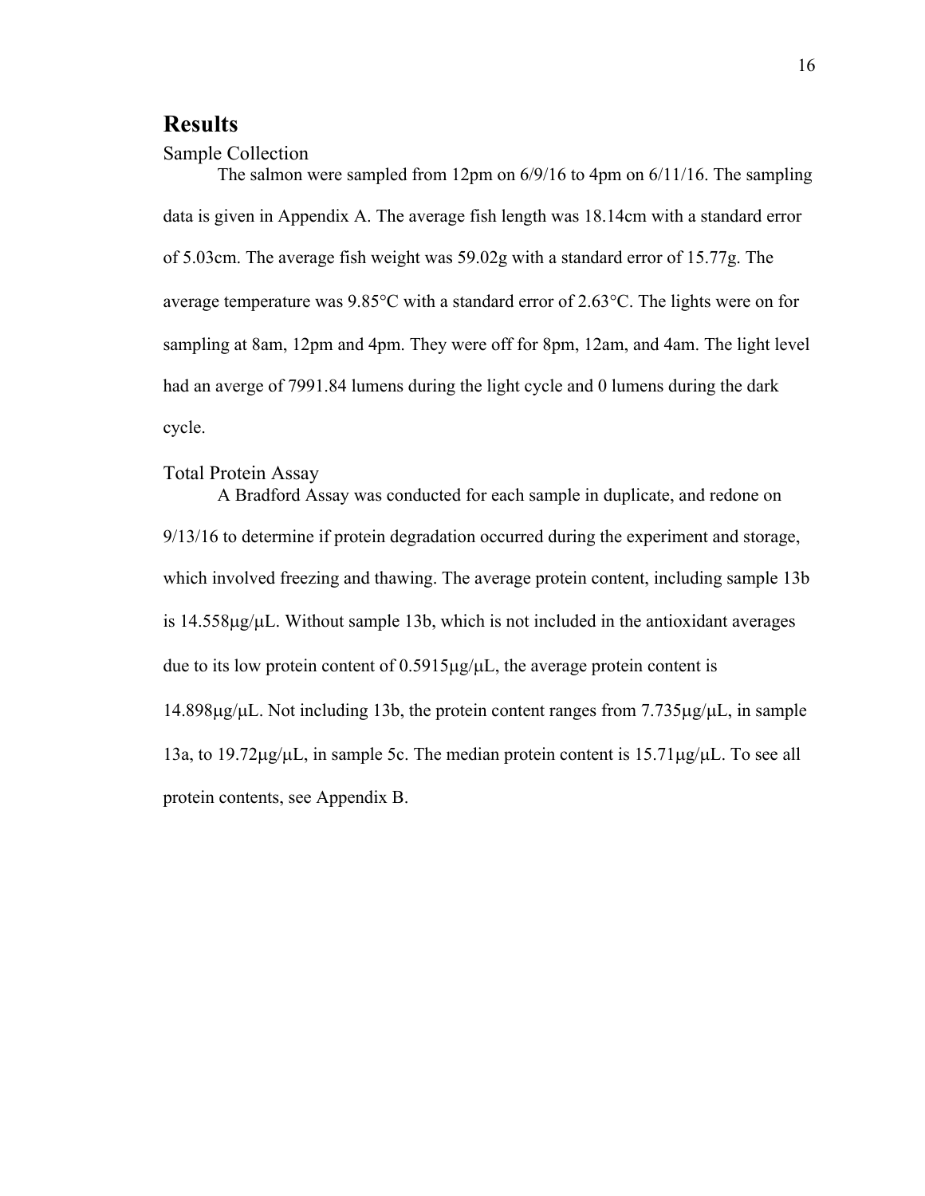# Results

## Sample Collection

The salmon were sampled from 12pm on 6/9/16 to 4pm on 6/11/16. The sampling data is given in Appendix A. The average fish length was 18.14cm with a standard error of 5.03cm. The average fish weight was 59.02g with a standard error of 15.77g. The average temperature was 9.85°C with a standard error of 2.63°C. The lights were on for sampling at 8am, 12pm and 4pm. They were off for 8pm, 12am, and 4am. The light level had an averge of 7991.84 lumens during the light cycle and 0 lumens during the dark cycle.

## Total Protein Assay

A Bradford Assay was conducted for each sample in duplicate, and redone on 9/13/16 to determine if protein degradation occurred during the experiment and storage, which involved freezing and thawing. The average protein content, including sample 13b is 14.558μg/μL. Without sample 13b, which is not included in the antioxidant averages due to its low protein content of 0.5915μg/μL, the average protein content is 14.898μg/μL. Not including 13b, the protein content ranges from 7.735μg/μL, in sample 13a, to 19.72μg/μL, in sample 5c. The median protein content is 15.71μg/μL. To see all protein contents, see Appendix B.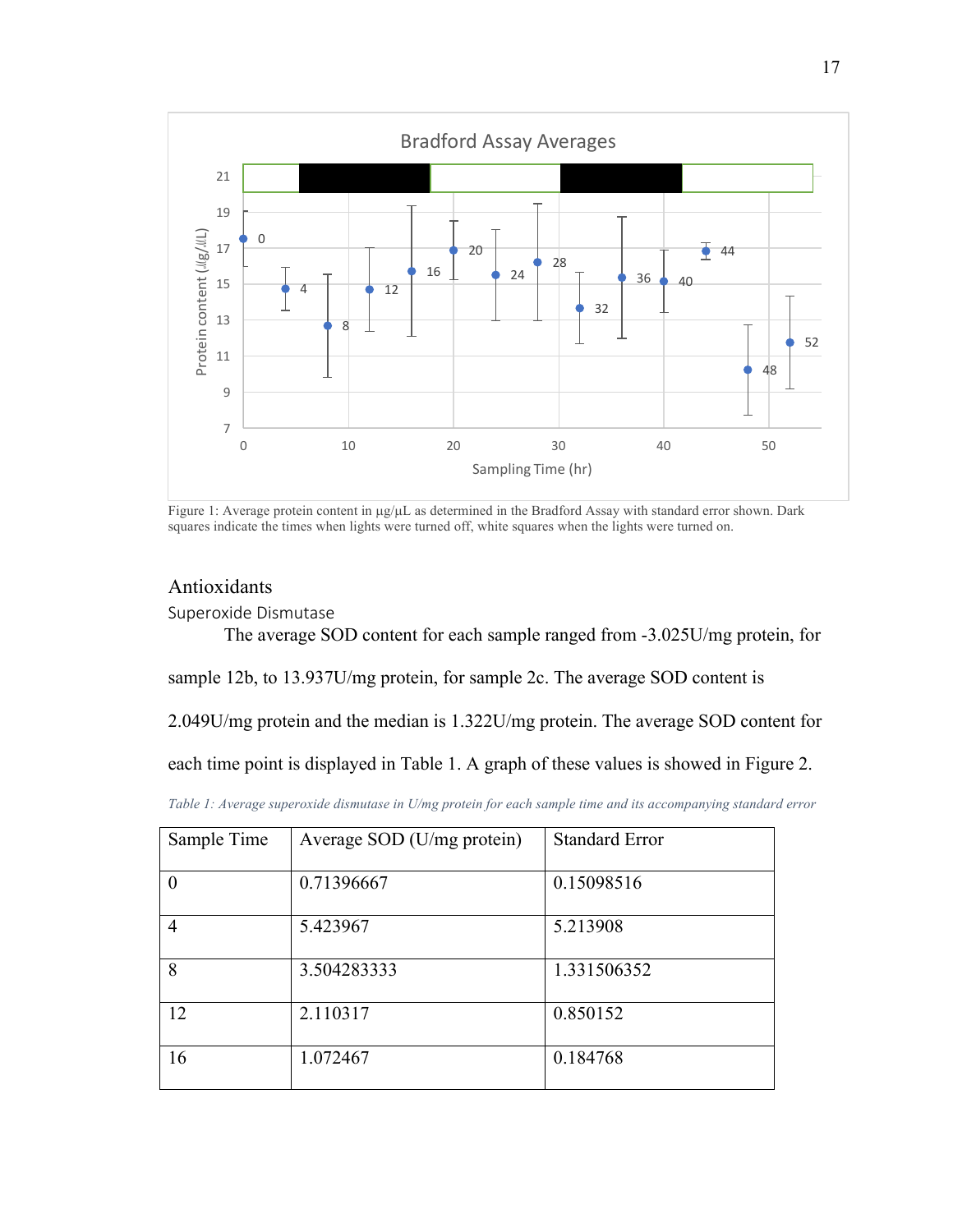Figure 1: Average protein content in µg/µL as determined in the Bradford Assay with standard error shown. Dark squares indicate the times when lights were turned off, white squares when the lights were turned on.

## Antioxidants

### Superoxide Dismutase

The average SOD content for each sample ranged from -3.025U/mg protein, for sample 12b, to 13.937U/mg protein, for sample 2c. The average SOD content is 2.049U/mg protein and the median is 1.322U/mg protein. The average SOD content for each time point is displayed in Table 1. A graph of these values is showed in Figure 2.

*Table 1: Average superoxide dismutase in U/mg protein for each sample time and its accompanying standard error*

| Sample Time | Average SOD (U/mg protein) | Standard Error |
|---|---|---|
| 0 | 0.71396667 | 0.15098516 |
| 4 | 5.423967 | 5.213908 |
| 8 | 3.504283333 | 1.331506352 |
| 12 | 2.110317 | 0.850152 |
| 16 | 1.072467 | 0.184768 |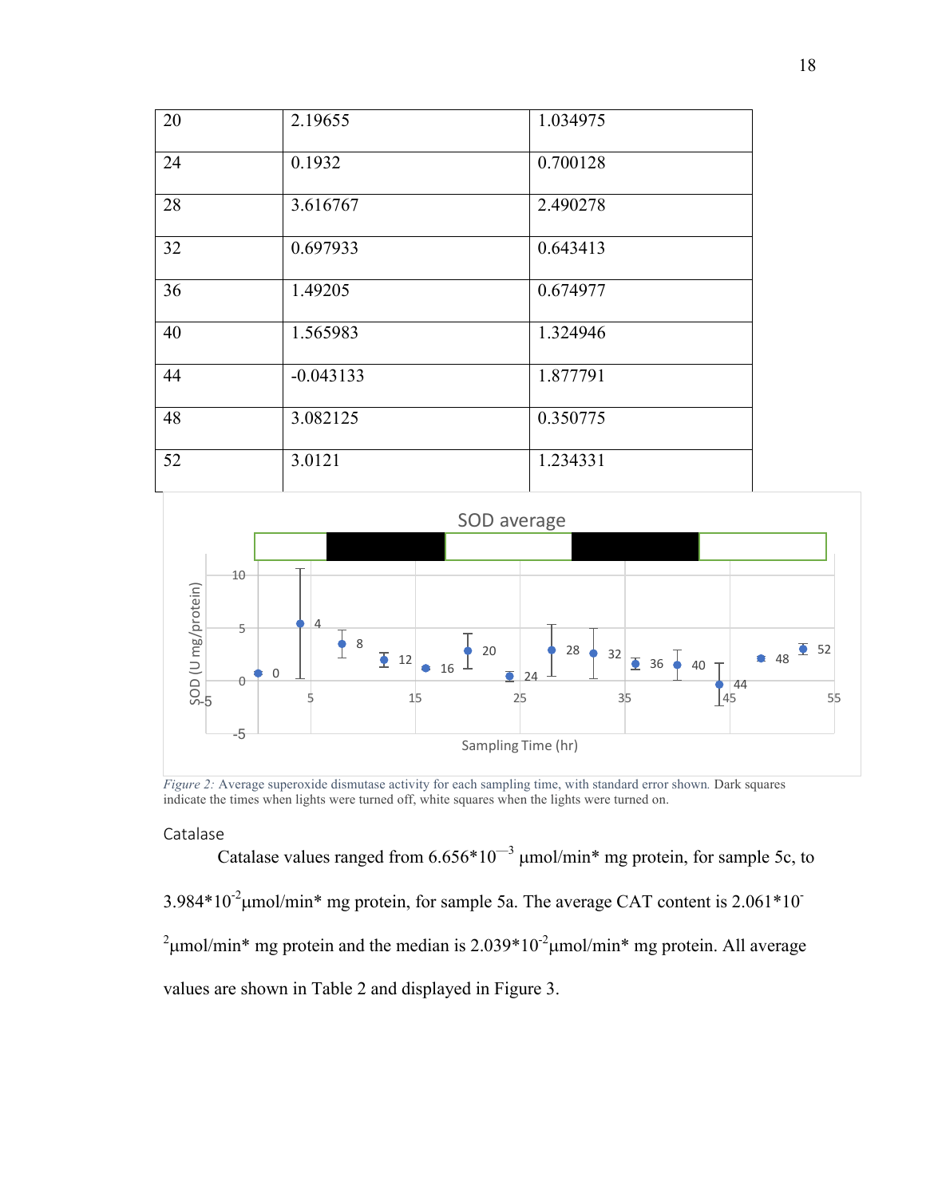| 20 | 2.19655 | 1.034975 |
|---|---|---|
| 24 | 0.1932 | 0.700128 |
| 28 | 3.616767 | 2.490278 |
| 32 | 0.697933 | 0.643413 |
| 36 | 1.49205 | 0.674977 |
| 40 | 1.565983 | 1.324946 |
| 44 | -0.043133 | 1.877791 |
| 48 | 3.082125 | 0.350775 |
| 52 | 3.0121 | 1.234331 |

*Figure 2:* Average superoxide dismutase activity for each sampling time, with standard error shown. Dark squares indicate the times when lights were turned off, white squares when the lights were turned on.

### Catalase

Catalase values ranged from $6.656*10^{-3}$ µmol/min* mg protein, for sample 5c, to $3.984*10^{-2}$µmol/min* mg protein, for sample 5a. The average CAT content is $2.061*10^{-2}$µmol/min* mg protein and the median is $2.039*10^{-2}$µmol/min* mg protein. All average values are shown in Table 2 and displayed in Figure 3.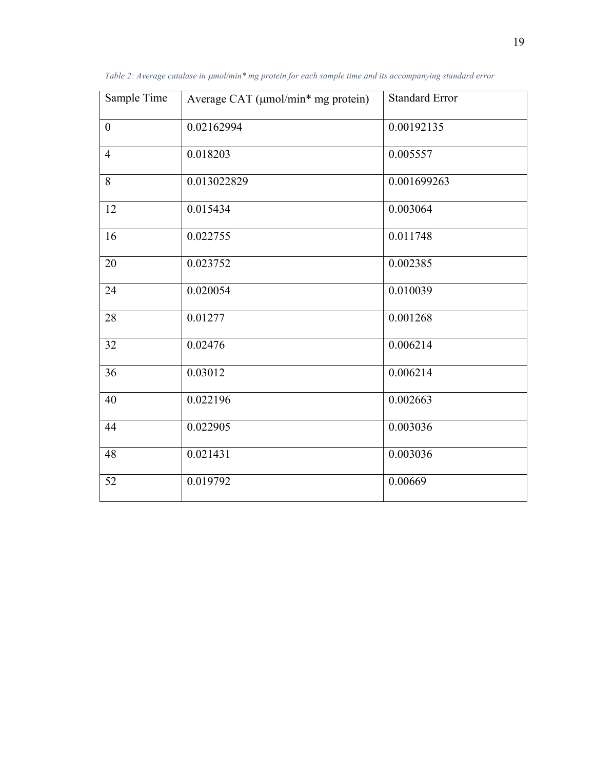*Table 2: Average catalase in μmol/min* mg protein for each sample time and its accompanying standard error*

| Sample Time | Average CAT (μmol/min* mg protein) | Standard Error |
|---|---|---|
| 0 | 0.02162994 | 0.00192135 |
| 4 | 0.018203 | 0.005557 |
| 8 | 0.013022829 | 0.001699263 |
| 12 | 0.015434 | 0.003064 |
| 16 | 0.022755 | 0.011748 |
| 20 | 0.023752 | 0.002385 |
| 24 | 0.020054 | 0.010039 |
| 28 | 0.01277 | 0.001268 |
| 32 | 0.02476 | 0.006214 |
| 36 | 0.03012 | 0.006214 |
| 40 | 0.022196 | 0.002663 |
| 44 | 0.022905 | 0.003036 |
| 48 | 0.021431 | 0.003036 |
| 52 | 0.019792 | 0.00669 |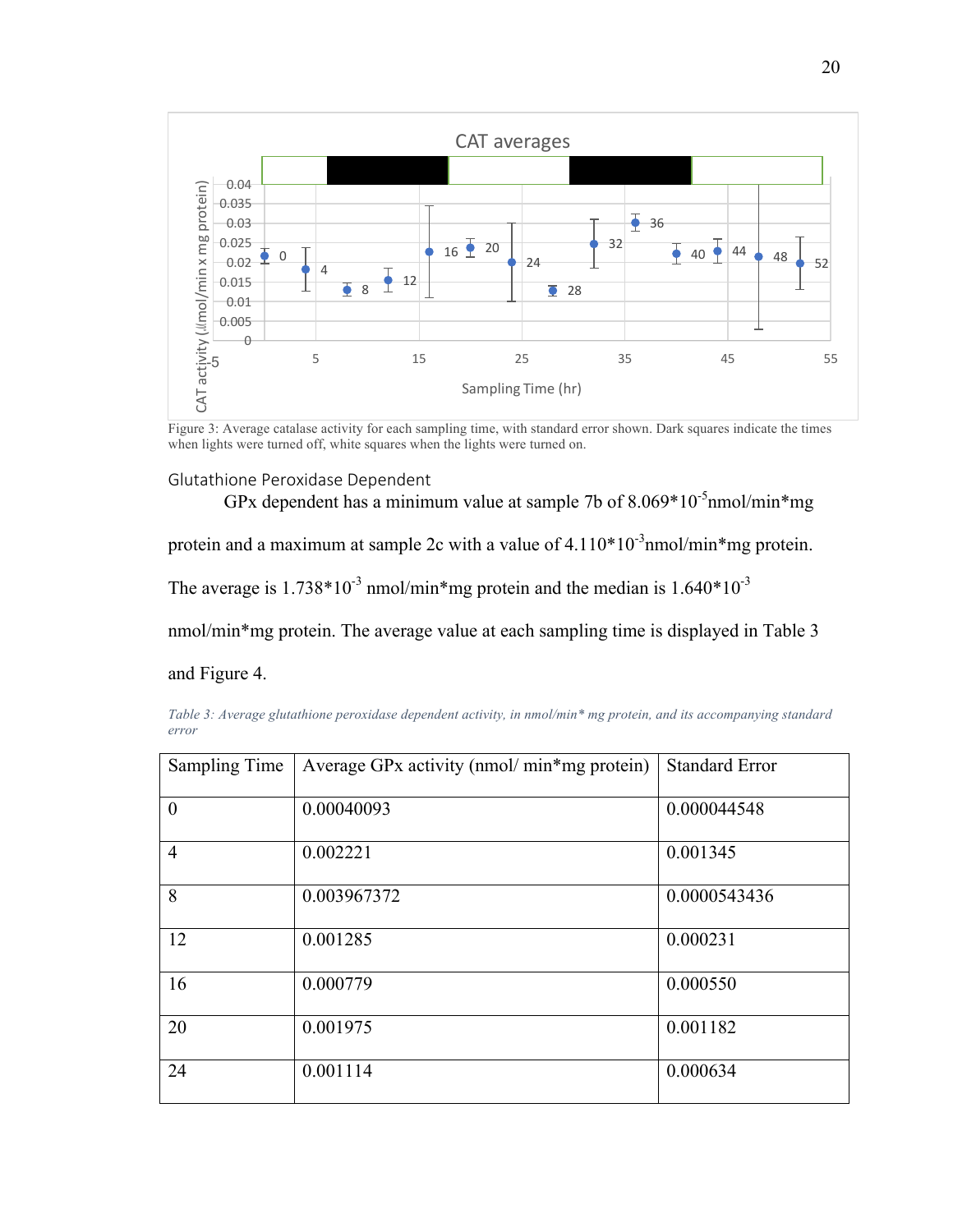Figure 3: Average catalase activity for each sampling time, with standard error shown. Dark squares indicate the times when lights were turned off, white squares when the lights were turned on.

### Glutathione Peroxidase Dependent

GPx dependent has a minimum value at sample 7b of $8.069*10^{-5}$nmol/min*mg protein and a maximum at sample 2c with a value of $4.110*10^{-3}$nmol/min*mg protein. The average is $1.738*10^{-3}$ nmol/min*mg protein and the median is $1.640*10^{-3}$ nmol/min*mg protein. The average value at each sampling time is displayed in Table 3 and Figure 4.

*Table 3: Average glutathione peroxidase dependent activity, in nmol/min* mg protein, and its accompanying standard error*

| Sampling Time | Average GPx activity (nmol/ min*mg protein) | Standard Error |
|---|---|---|
| 0 | 0.00040093 | 0.000044548 |
| 4 | 0.002221 | 0.001345 |
| 8 | 0.003967372 | 0.0000543436 |
| 12 | 0.001285 | 0.000231 |
| 16 | 0.000779 | 0.000550 |
| 20 | 0.001975 | 0.001182 |
| 24 | 0.001114 | 0.000634 |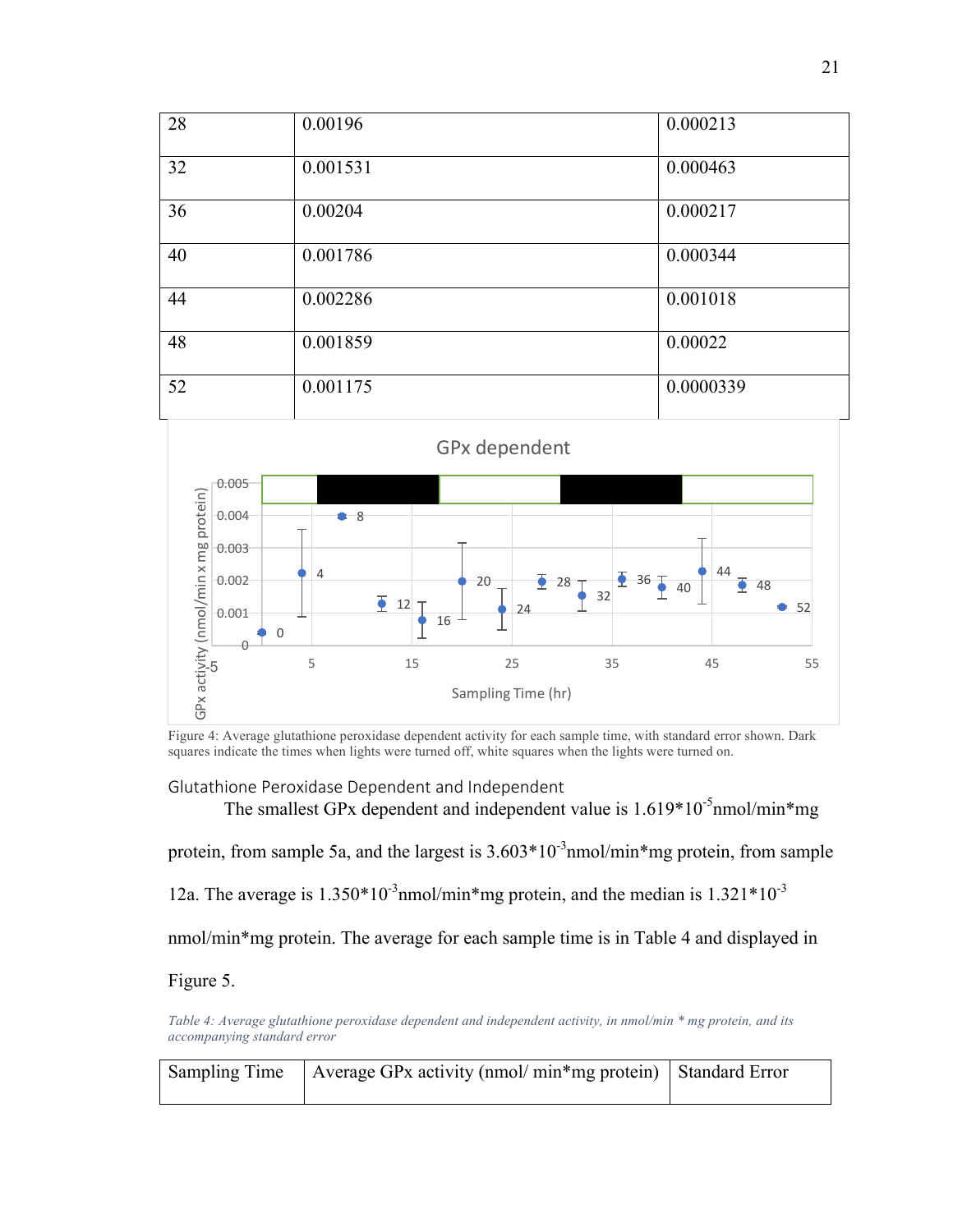| 28 | 0.00196 | 0.000213 |
|---|---|---|
| 32 | 0.001531 | 0.000463 |
| 36 | 0.00204 | 0.000217 |
| 40 | 0.001786 | 0.000344 |
| 44 | 0.002286 | 0.001018 |
| 48 | 0.001859 | 0.00022 |
| 52 | 0.001175 | 0.0000339 |

Figure 4: Average glutathione peroxidase dependent activity for each sample time, with standard error shown. Dark squares indicate the times when lights were turned off, white squares when the lights were turned on.

### Glutathione Peroxidase Dependent and Independent

The smallest GPx dependent and independent value is $1.619*10^{-5}$nmol/min*mg protein, from sample 5a, and the largest is $3.603*10^{-3}$nmol/min*mg protein, from sample 12a. The average is $1.350*10^{-3}$nmol/min*mg protein, and the median is $1.321*10^{-3}$ nmol/min*mg protein. The average for each sample time is in Table 4 and displayed in Figure 5.

*Table 4: Average glutathione peroxidase dependent and independent activity, in nmol/min * mg protein, and its accompanying standard error*

| Sampling Time | Average GPx activity (nmol/ min*mg protein) | Standard Error |
|---|---|---|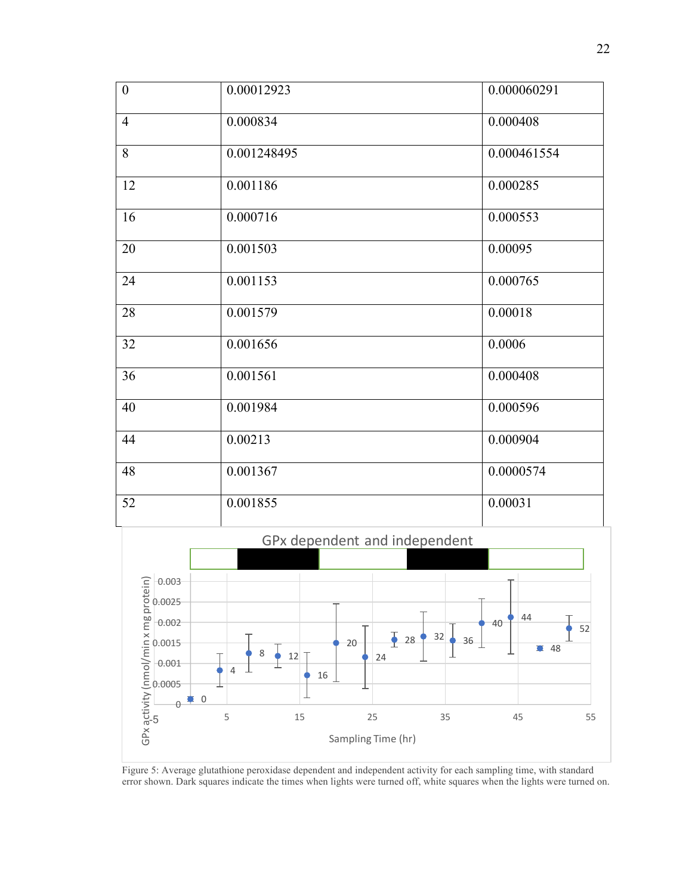| | | |
|---|---|---|
| 0 | 0.00012923 | 0.000060291 |
| 4 | 0.000834 | 0.000408 |
| 8 | 0.001248495 | 0.000461554 |
| 12 | 0.001186 | 0.000285 |
| 16 | 0.000716 | 0.000553 |
| 20 | 0.001503 | 0.00095 |
| 24 | 0.001153 | 0.000765 |
| 28 | 0.001579 | 0.00018 |
| 32 | 0.001656 | 0.0006 |
| 36 | 0.001561 | 0.000408 |
| 40 | 0.001984 | 0.000596 |
| 44 | 0.00213 | 0.000904 |
| 48 | 0.001367 | 0.0000574 |
| 52 | 0.001855 | 0.00031 |

Figure 5: Average glutathione peroxidase dependent and independent activity for each sampling time, with standard error shown. Dark squares indicate the times when lights were turned off, white squares when the lights were turned on.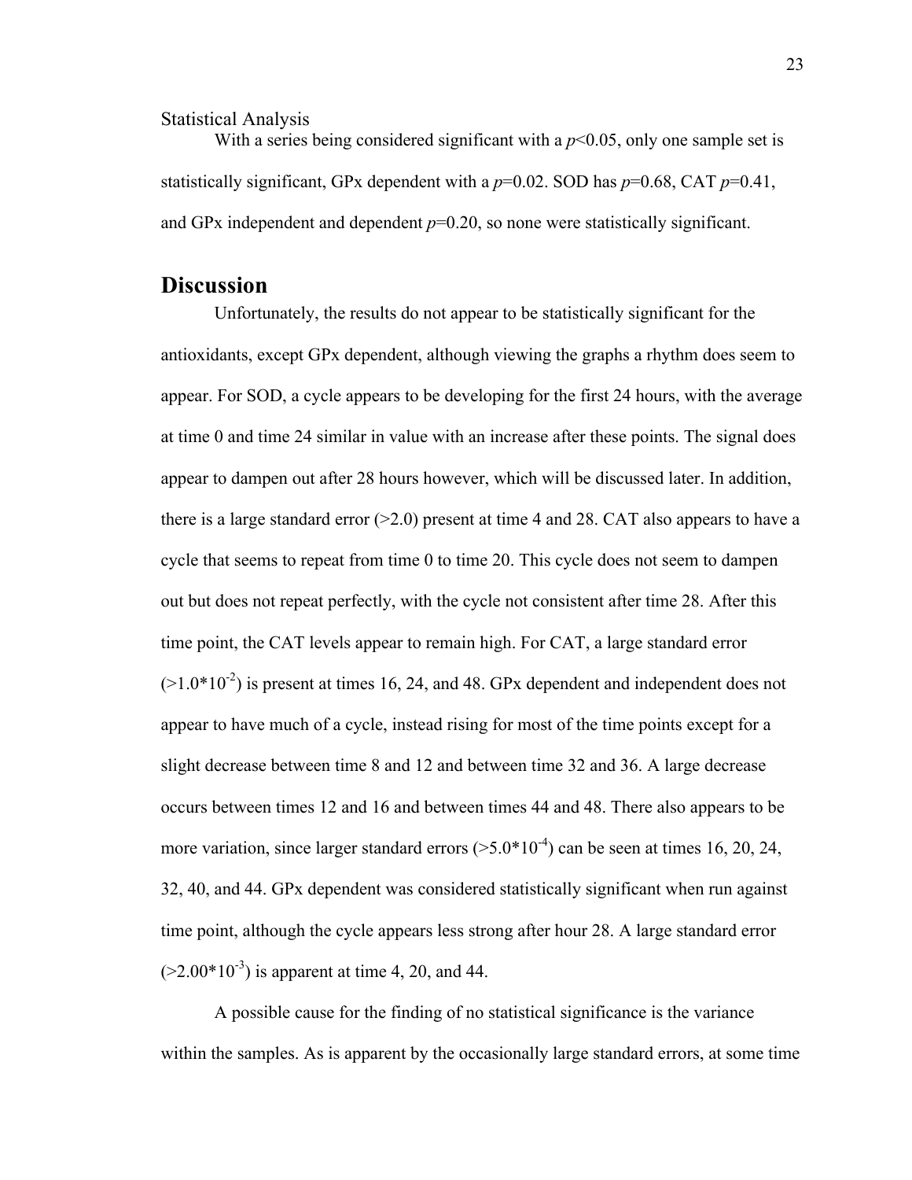Statistical Analysis

With a series being considered significant with a $p<0.05$, only one sample set is statistically significant, GPx dependent with a $p=0.02$. SOD has $p=0.68$, CAT $p=0.41$, and GPx independent and dependent $p=0.20$, so none were statistically significant.

## Discussion

Unfortunately, the results do not appear to be statistically significant for the antioxidants, except GPx dependent, although viewing the graphs a rhythm does seem to appear. For SOD, a cycle appears to be developing for the first 24 hours, with the average at time 0 and time 24 similar in value with an increase after these points. The signal does appear to dampen out after 28 hours however, which will be discussed later. In addition, there is a large standard error (>2.0) present at time 4 and 28. CAT also appears to have a cycle that seems to repeat from time 0 to time 20. This cycle does not seem to dampen out but does not repeat perfectly, with the cycle not consistent after time 28. After this time point, the CAT levels appear to remain high. For CAT, a large standard error ($>1.0*10^{-2}$) is present at times 16, 24, and 48. GPx dependent and independent does not appear to have much of a cycle, instead rising for most of the time points except for a slight decrease between time 8 and 12 and between time 32 and 36. A large decrease occurs between times 12 and 16 and between times 44 and 48. There also appears to be more variation, since larger standard errors ($>5.0*10^{-4}$) can be seen at times 16, 20, 24, 32, 40, and 44. GPx dependent was considered statistically significant when run against time point, although the cycle appears less strong after hour 28. A large standard error ($>2.00*10^{-3}$) is apparent at time 4, 20, and 44.

A possible cause for the finding of no statistical significance is the variance within the samples. As is apparent by the occasionally large standard errors, at some time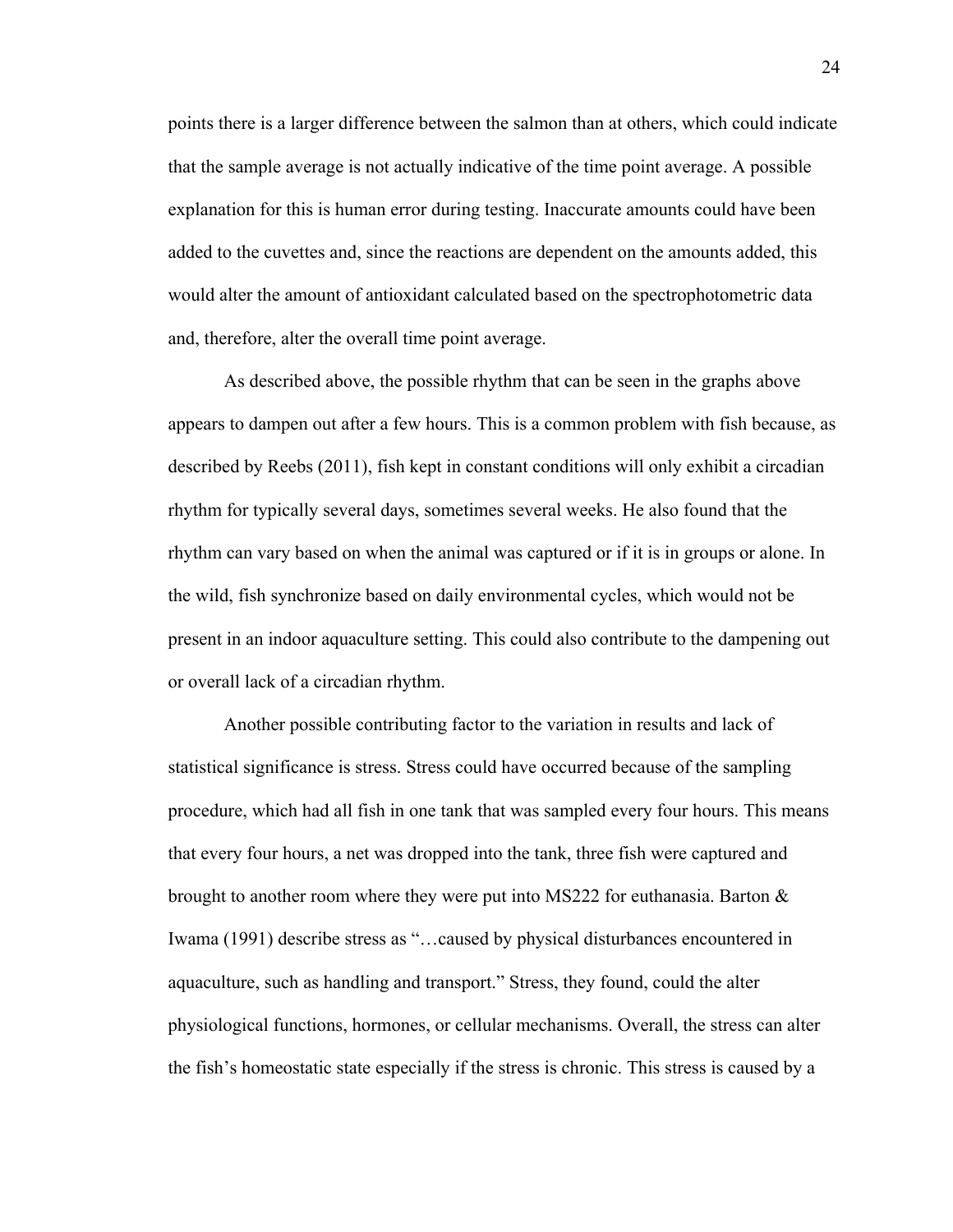points there is a larger difference between the salmon than at others, which could indicate that the sample average is not actually indicative of the time point average. A possible explanation for this is human error during testing. Inaccurate amounts could have been added to the cuvettes and, since the reactions are dependent on the amounts added, this would alter the amount of antioxidant calculated based on the spectrophotometric data and, therefore, alter the overall time point average.

As described above, the possible rhythm that can be seen in the graphs above appears to dampen out after a few hours. This is a common problem with fish because, as described by Reebs (2011), fish kept in constant conditions will only exhibit a circadian rhythm for typically several days, sometimes several weeks. He also found that the rhythm can vary based on when the animal was captured or if it is in groups or alone. In the wild, fish synchronize based on daily environmental cycles, which would not be present in an indoor aquaculture setting. This could also contribute to the dampening out or overall lack of a circadian rhythm.

Another possible contributing factor to the variation in results and lack of statistical significance is stress. Stress could have occurred because of the sampling procedure, which had all fish in one tank that was sampled every four hours. This means that every four hours, a net was dropped into the tank, three fish were captured and brought to another room where they were put into MS222 for euthanasia. Barton & Iwama (1991) describe stress as "…caused by physical disturbances encountered in aquaculture, such as handling and transport." Stress, they found, could the alter physiological functions, hormones, or cellular mechanisms. Overall, the stress can alter the fish's homeostatic state especially if the stress is chronic. This stress is caused by a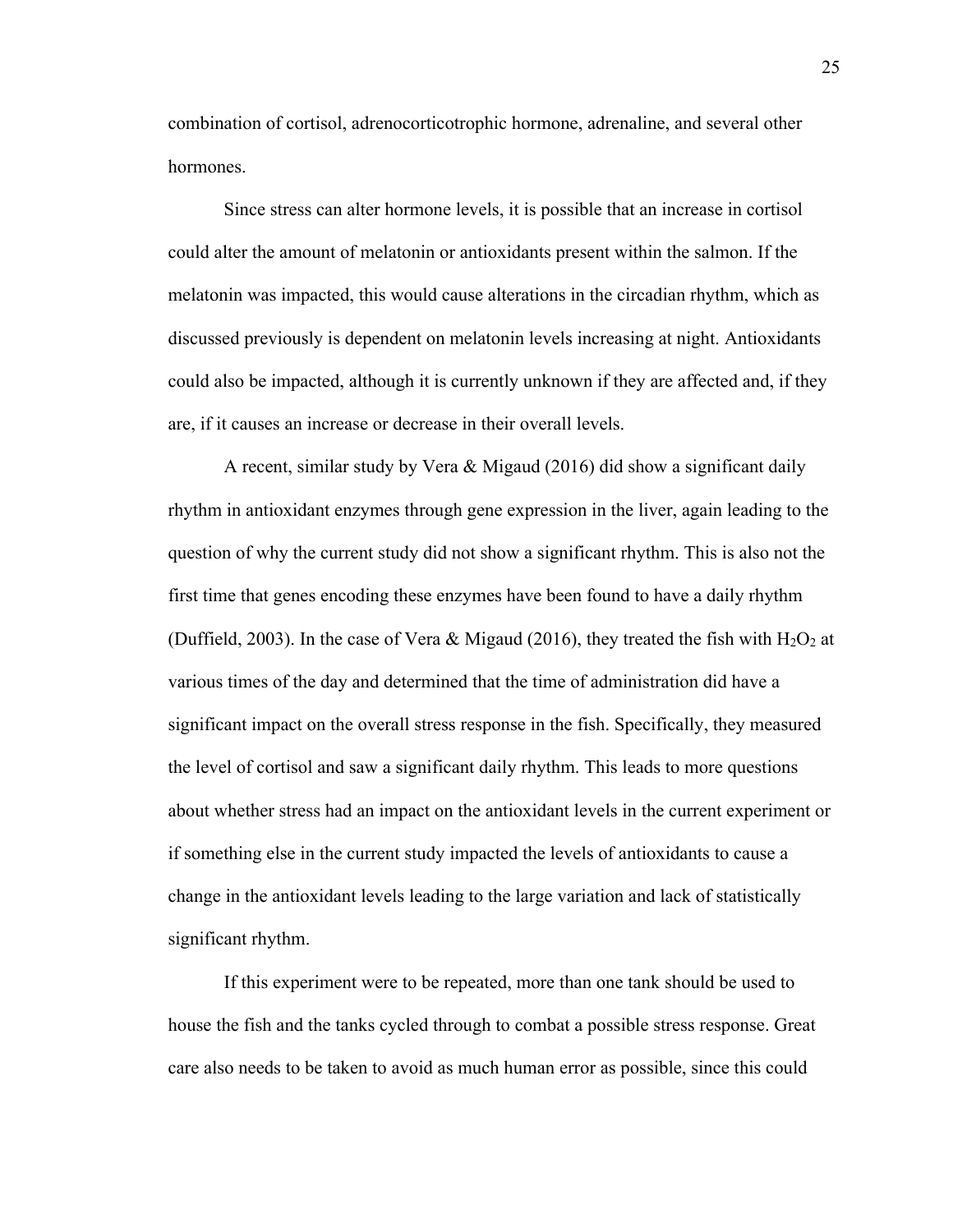combination of cortisol, adrenocorticotrophic hormone, adrenaline, and several other hormones.

Since stress can alter hormone levels, it is possible that an increase in cortisol could alter the amount of melatonin or antioxidants present within the salmon. If the melatonin was impacted, this would cause alterations in the circadian rhythm, which as discussed previously is dependent on melatonin levels increasing at night. Antioxidants could also be impacted, although it is currently unknown if they are affected and, if they are, if it causes an increase or decrease in their overall levels.

A recent, similar study by Vera & Migaud (2016) did show a significant daily rhythm in antioxidant enzymes through gene expression in the liver, again leading to the question of why the current study did not show a significant rhythm. This is also not the first time that genes encoding these enzymes have been found to have a daily rhythm (Duffield, 2003). In the case of Vera & Migaud (2016), they treated the fish with $H_2O_2$ at various times of the day and determined that the time of administration did have a significant impact on the overall stress response in the fish. Specifically, they measured the level of cortisol and saw a significant daily rhythm. This leads to more questions about whether stress had an impact on the antioxidant levels in the current experiment or if something else in the current study impacted the levels of antioxidants to cause a change in the antioxidant levels leading to the large variation and lack of statistically significant rhythm.

If this experiment were to be repeated, more than one tank should be used to house the fish and the tanks cycled through to combat a possible stress response. Great care also needs to be taken to avoid as much human error as possible, since this could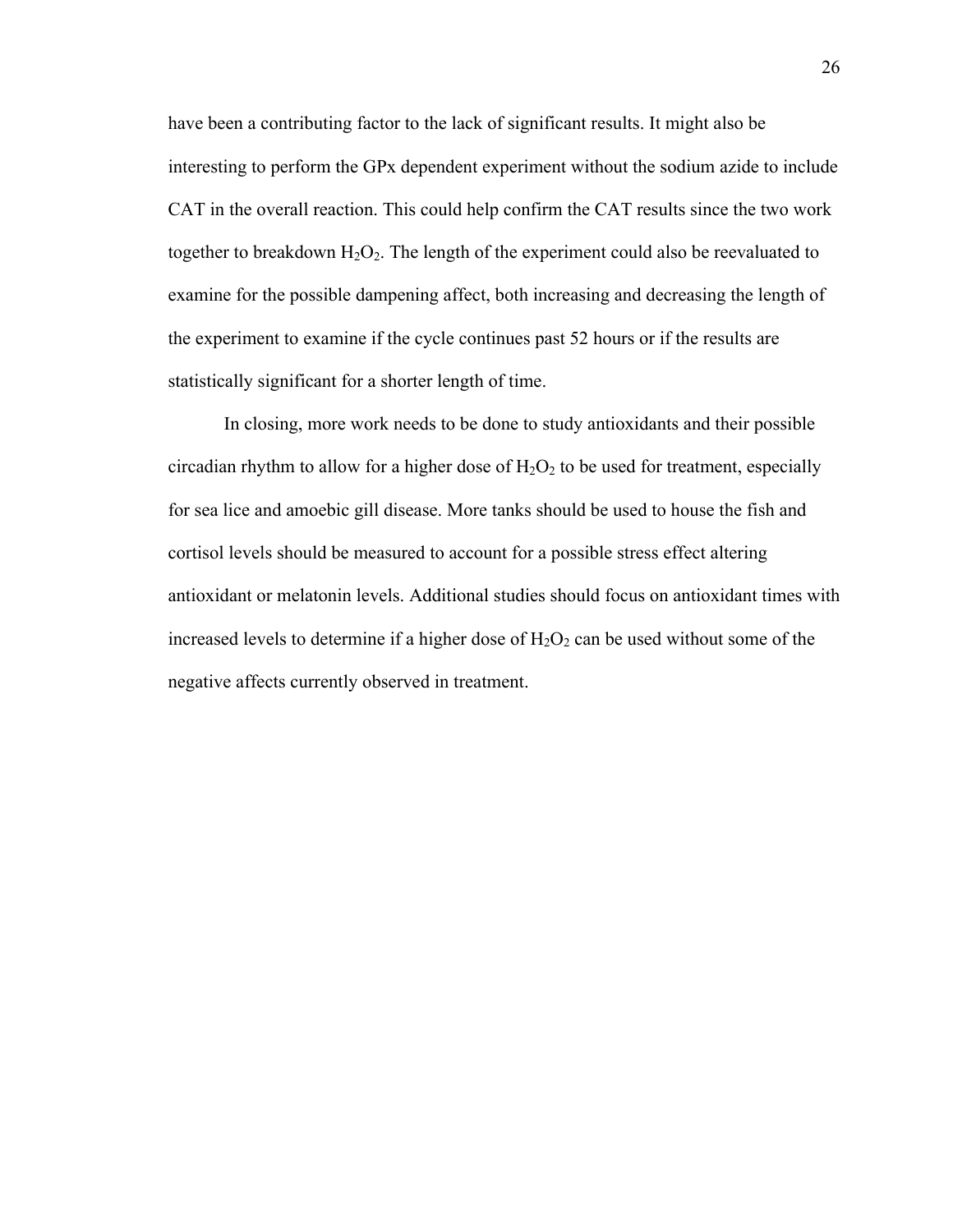have been a contributing factor to the lack of significant results. It might also be interesting to perform the GPx dependent experiment without the sodium azide to include CAT in the overall reaction. This could help confirm the CAT results since the two work together to breakdown $H_2O_2$. The length of the experiment could also be reevaluated to examine for the possible dampening affect, both increasing and decreasing the length of the experiment to examine if the cycle continues past 52 hours or if the results are statistically significant for a shorter length of time.

In closing, more work needs to be done to study antioxidants and their possible circadian rhythm to allow for a higher dose of $H_2O_2$ to be used for treatment, especially for sea lice and amoebic gill disease. More tanks should be used to house the fish and cortisol levels should be measured to account for a possible stress effect altering antioxidant or melatonin levels. Additional studies should focus on antioxidant times with increased levels to determine if a higher dose of $H_2O_2$ can be used without some of the negative affects currently observed in treatment.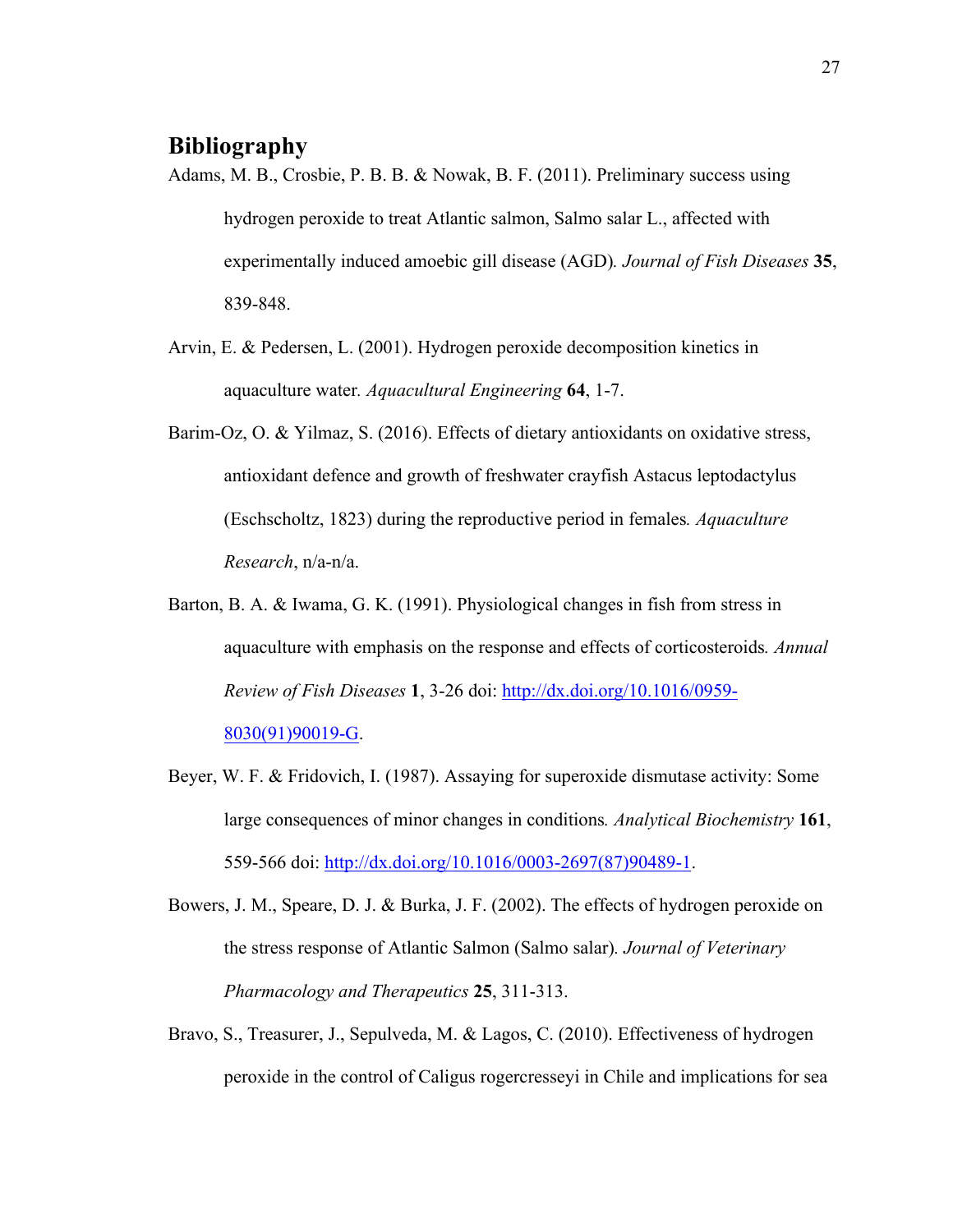## Bibliography

Adams, M. B., Crosbie, P. B. B. & Nowak, B. F. (2011). Preliminary success using hydrogen peroxide to treat Atlantic salmon, Salmo salar L., affected with experimentally induced amoebic gill disease (AGD). *Journal of Fish Diseases* **35**, 839-848.

Arvin, E. & Pedersen, L. (2001). Hydrogen peroxide decomposition kinetics in aquaculture water. *Aquacultural Engineering* **64**, 1-7.

Barim-Oz, O. & Yilmaz, S. (2016). Effects of dietary antioxidants on oxidative stress, antioxidant defence and growth of freshwater crayfish Astacus leptodactylus (Eschscholtz, 1823) during the reproductive period in females. *Aquaculture Research*, n/a-n/a.

Barton, B. A. & Iwama, G. K. (1991). Physiological changes in fish from stress in aquaculture with emphasis on the response and effects of corticosteroids. *Annual Review of Fish Diseases* **1**, 3-26 doi: http://dx.doi.org/10.1016/0959-8030(91)90019-G.

Beyer, W. F. & Fridovich, I. (1987). Assaying for superoxide dismutase activity: Some large consequences of minor changes in conditions. *Analytical Biochemistry* **161**, 559-566 doi: http://dx.doi.org/10.1016/0003-2697(87)90489-1.

Bowers, J. M., Speare, D. J. & Burka, J. F. (2002). The effects of hydrogen peroxide on the stress response of Atlantic Salmon (Salmo salar). *Journal of Veterinary Pharmacology and Therapeutics* **25**, 311-313.

Bravo, S., Treasurer, J., Sepulveda, M. & Lagos, C. (2010). Effectiveness of hydrogen peroxide in the control of Caligus rogercresseyi in Chile and implications for sea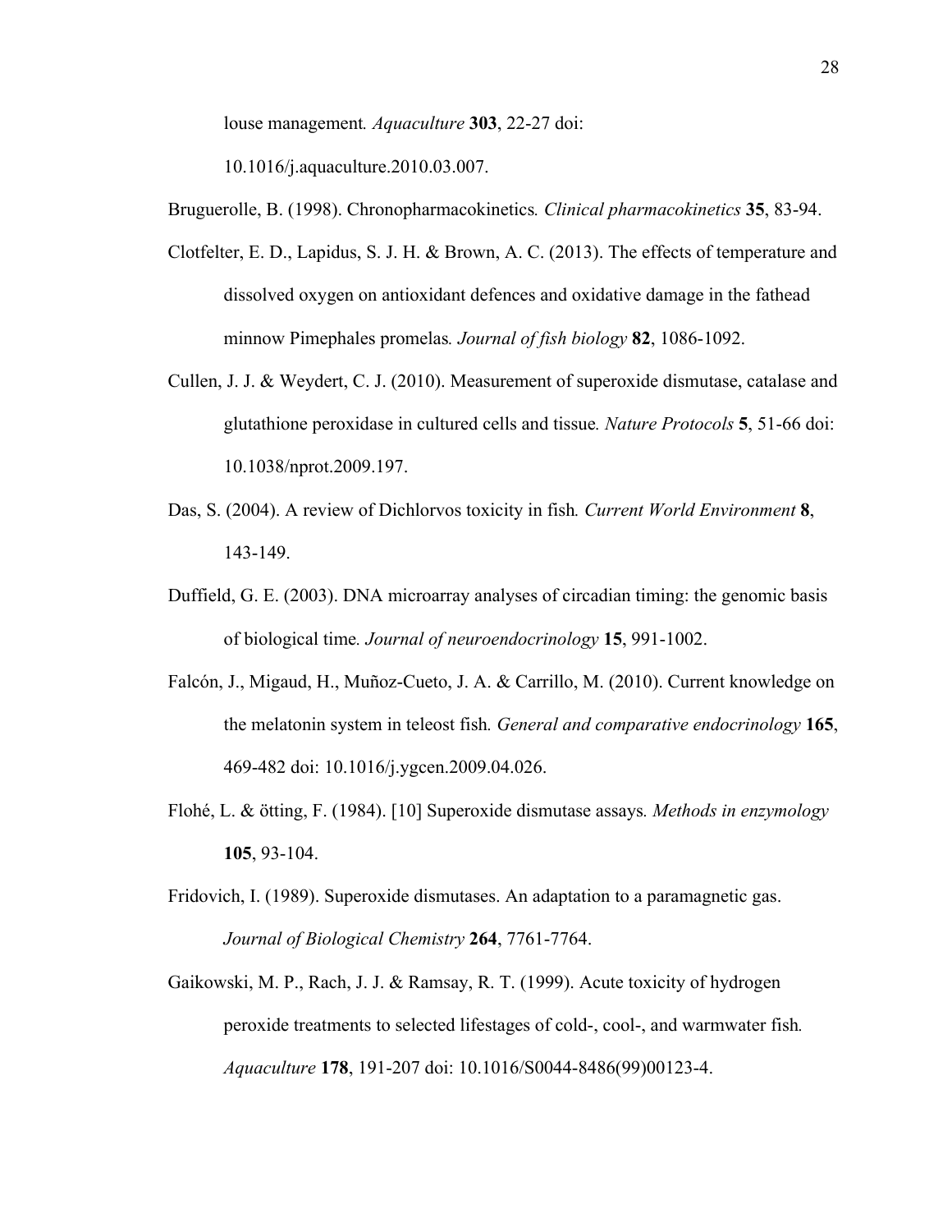louse management. *Aquaculture* **303**, 22-27 doi: 10.1016/j.aquaculture.2010.03.007.

Bruguerolle, B. (1998). Chronopharmacokinetics. *Clinical pharmacokinetics* **35**, 83-94.

Clotfelter, E. D., Lapidus, S. J. H. & Brown, A. C. (2013). The effects of temperature and dissolved oxygen on antioxidant defences and oxidative damage in the fathead minnow Pimephales promelas. *Journal of fish biology* **82**, 1086-1092.

Cullen, J. J. & Weydert, C. J. (2010). Measurement of superoxide dismutase, catalase and glutathione peroxidase in cultured cells and tissue. *Nature Protocols* **5**, 51-66 doi: 10.1038/nprot.2009.197.

Das, S. (2004). A review of Dichlorvos toxicity in fish. *Current World Environment* **8**, 143-149.

Duffield, G. E. (2003). DNA microarray analyses of circadian timing: the genomic basis of biological time. *Journal of neuroendocrinology* **15**, 991-1002.

Falcón, J., Migaud, H., Muñoz-Cueto, J. A. & Carrillo, M. (2010). Current knowledge on the melatonin system in teleost fish. *General and comparative endocrinology* **165**, 469-482 doi: 10.1016/j.ygcen.2009.04.026.

Flohé, L. & ötting, F. (1984). [10] Superoxide dismutase assays. *Methods in enzymology* **105**, 93-104.

Fridovich, I. (1989). Superoxide dismutases. An adaptation to a paramagnetic gas. *Journal of Biological Chemistry* **264**, 7761-7764.

Gaikowski, M. P., Rach, J. J. & Ramsay, R. T. (1999). Acute toxicity of hydrogen peroxide treatments to selected lifestages of cold-, cool-, and warmwater fish. *Aquaculture* **178**, 191-207 doi: 10.1016/S0044-8486(99)00123-4.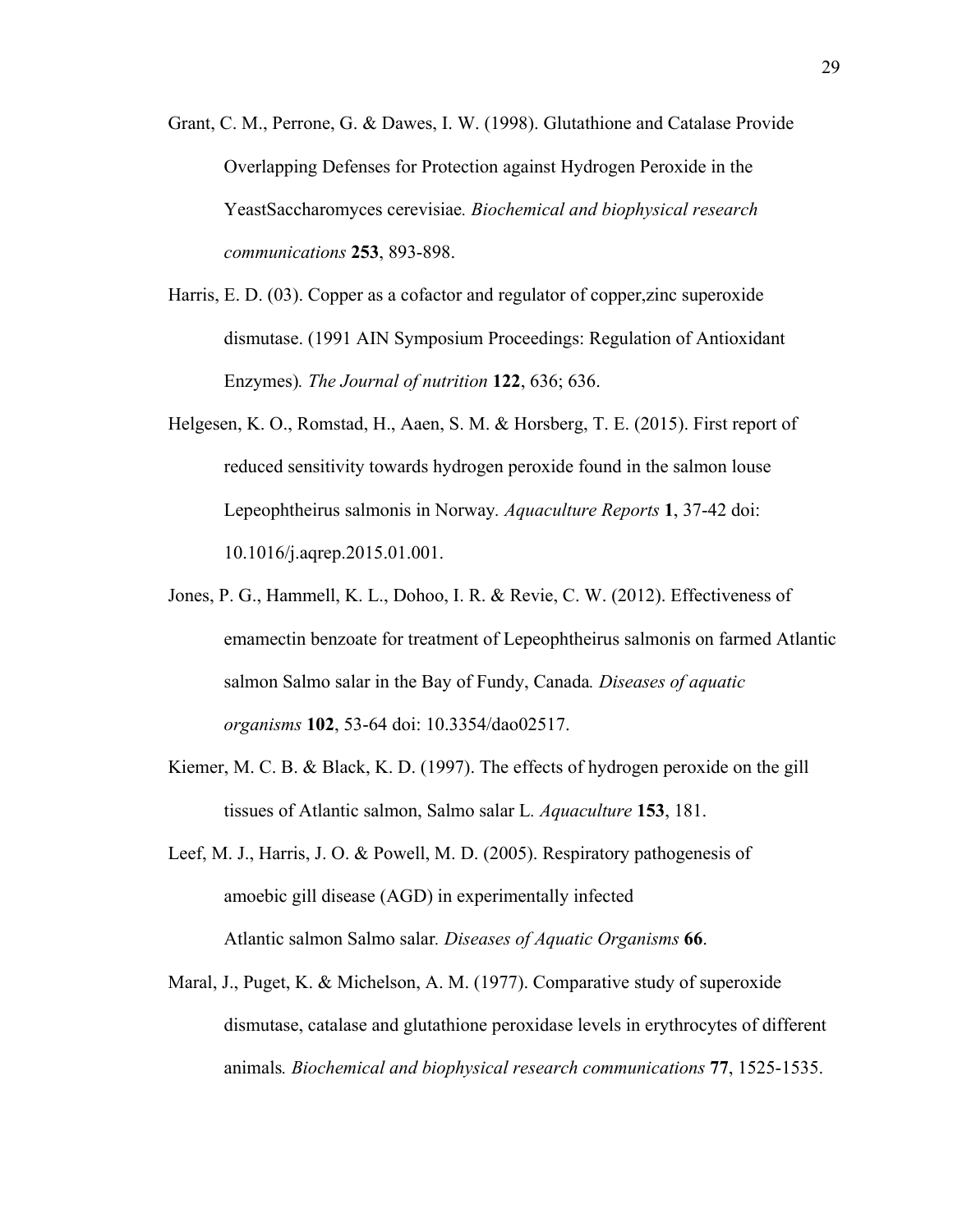Grant, C. M., Perrone, G. & Dawes, I. W. (1998). Glutathione and Catalase Provide Overlapping Defenses for Protection against Hydrogen Peroxide in the YeastSaccharomyces cerevisiae. *Biochemical and biophysical research communications* **253**, 893-898.

Harris, E. D. (03). Copper as a cofactor and regulator of copper,zinc superoxide dismutase. (1991 AIN Symposium Proceedings: Regulation of Antioxidant Enzymes). *The Journal of nutrition* **122**, 636; 636.

Helgesen, K. O., Romstad, H., Aaen, S. M. & Horsberg, T. E. (2015). First report of reduced sensitivity towards hydrogen peroxide found in the salmon louse Lepeophtheirus salmonis in Norway. *Aquaculture Reports* **1**, 37-42 doi: 10.1016/j.aqrep.2015.01.001.

Jones, P. G., Hammell, K. L., Dohoo, I. R. & Revie, C. W. (2012). Effectiveness of emamectin benzoate for treatment of Lepeophtheirus salmonis on farmed Atlantic salmon Salmo salar in the Bay of Fundy, Canada. *Diseases of aquatic organisms* **102**, 53-64 doi: 10.3354/dao02517.

Kiemer, M. C. B. & Black, K. D. (1997). The effects of hydrogen peroxide on the gill tissues of Atlantic salmon, Salmo salar L. *Aquaculture* **153**, 181.

Leef, M. J., Harris, J. O. & Powell, M. D. (2005). Respiratory pathogenesis of amoebic gill disease (AGD) in experimentally infected Atlantic salmon Salmo salar. *Diseases of Aquatic Organisms* **66**.

Maral, J., Puget, K. & Michelson, A. M. (1977). Comparative study of superoxide dismutase, catalase and glutathione peroxidase levels in erythrocytes of different animals. *Biochemical and biophysical research communications* **77**, 1525-1535.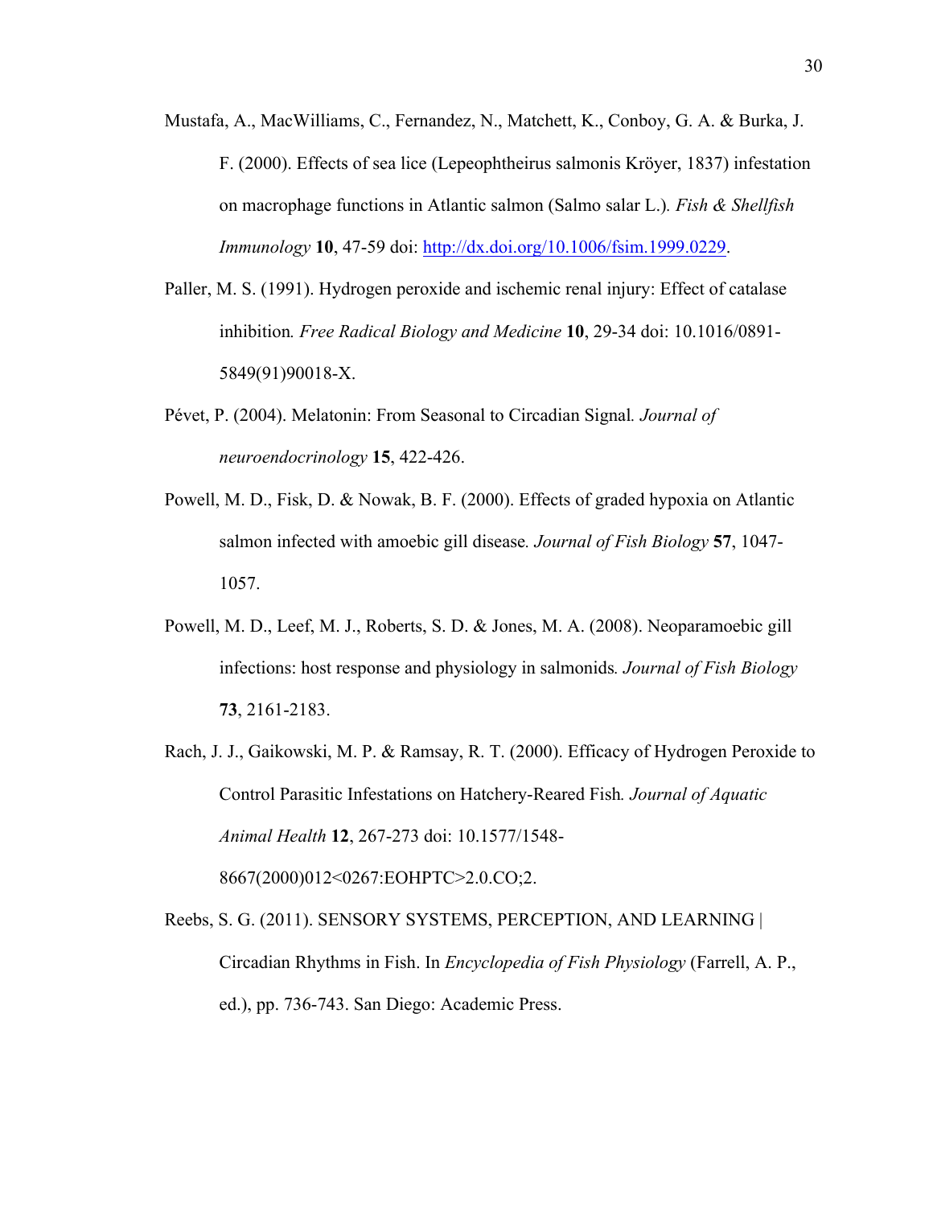Mustafa, A., MacWilliams, C., Fernandez, N., Matchett, K., Conboy, G. A. & Burka, J. F. (2000). Effects of sea lice (Lepeophtheirus salmonis Kröyer, 1837) infestation on macrophage functions in Atlantic salmon (Salmo salar L.). *Fish & Shellfish Immunology* **10**, 47-59 doi: http://dx.doi.org/10.1006/fsim.1999.0229.

Paller, M. S. (1991). Hydrogen peroxide and ischemic renal injury: Effect of catalase inhibition. *Free Radical Biology and Medicine* **10**, 29-34 doi: 10.1016/0891-5849(91)90018-X.

Pévet, P. (2004). Melatonin: From Seasonal to Circadian Signal. *Journal of neuroendocrinology* **15**, 422-426.

Powell, M. D., Fisk, D. & Nowak, B. F. (2000). Effects of graded hypoxia on Atlantic salmon infected with amoebic gill disease. *Journal of Fish Biology* **57**, 1047-1057.

Powell, M. D., Leef, M. J., Roberts, S. D. & Jones, M. A. (2008). Neoparamoebic gill infections: host response and physiology in salmonids. *Journal of Fish Biology* **73**, 2161-2183.

Rach, J. J., Gaikowski, M. P. & Ramsay, R. T. (2000). Efficacy of Hydrogen Peroxide to Control Parasitic Infestations on Hatchery-Reared Fish. *Journal of Aquatic Animal Health* **12**, 267-273 doi: 10.1577/1548-8667(2000)012<0267:EOHPTC>2.0.CO;2.

Reebs, S. G. (2011). SENSORY SYSTEMS, PERCEPTION, AND LEARNING | Circadian Rhythms in Fish. In *Encyclopedia of Fish Physiology* (Farrell, A. P., ed.), pp. 736-743. San Diego: Academic Press.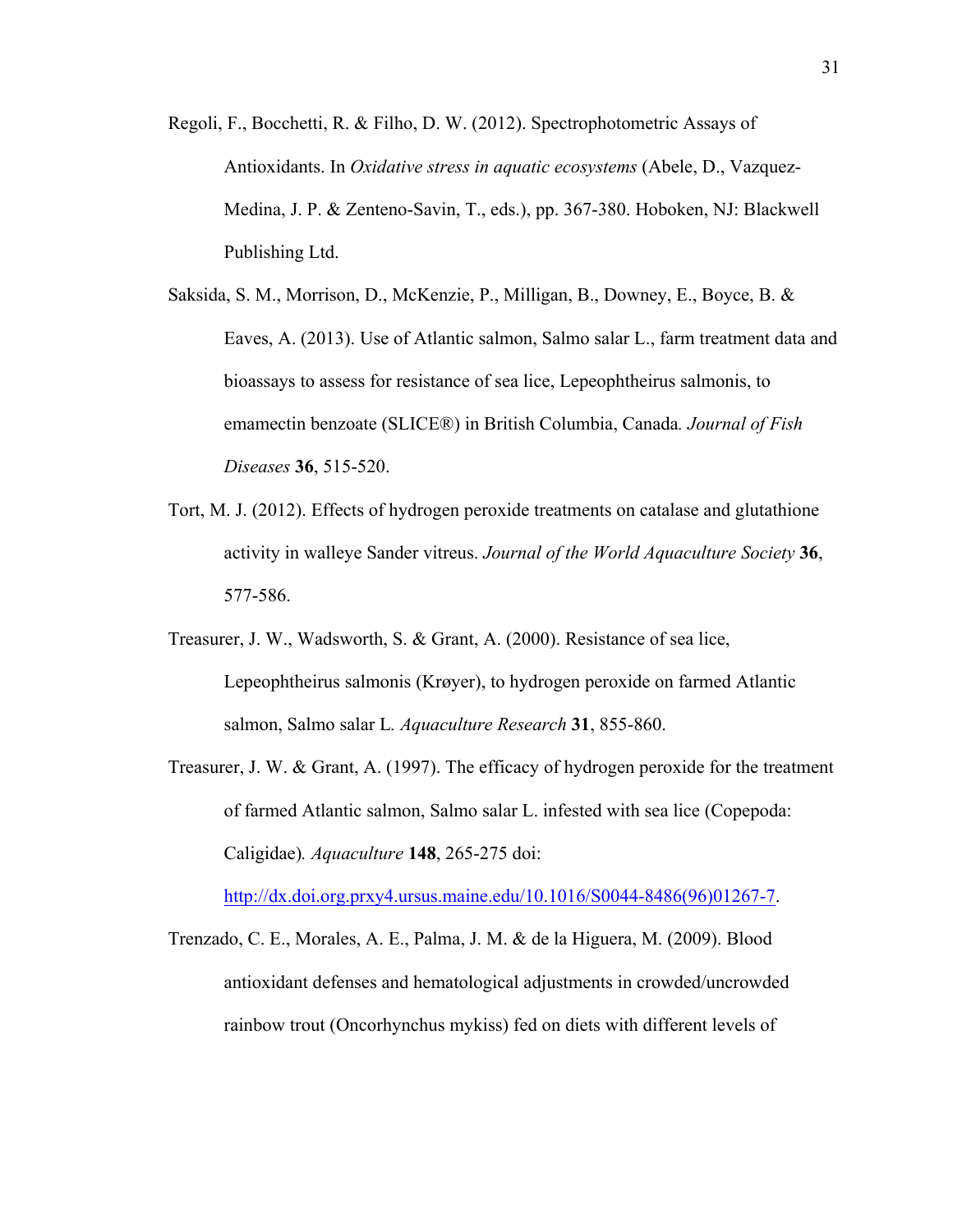Regoli, F., Bocchetti, R. & Filho, D. W. (2012). Spectrophotometric Assays of Antioxidants. In *Oxidative stress in aquatic ecosystems* (Abele, D., Vazquez-Medina, J. P. & Zenteno-Savin, T., eds.), pp. 367-380. Hoboken, NJ: Blackwell Publishing Ltd.

Saksida, S. M., Morrison, D., McKenzie, P., Milligan, B., Downey, E., Boyce, B. & Eaves, A. (2013). Use of Atlantic salmon, Salmo salar L., farm treatment data and bioassays to assess for resistance of sea lice, Lepeophtheirus salmonis, to emamectin benzoate (SLICE®) in British Columbia, Canada. *Journal of Fish Diseases* **36**, 515-520.

Tort, M. J. (2012). Effects of hydrogen peroxide treatments on catalase and glutathione activity in walleye Sander vitreus. *Journal of the World Aquaculture Society* **36**, 577-586.

Treasurer, J. W., Wadsworth, S. & Grant, A. (2000). Resistance of sea lice, Lepeophtheirus salmonis (Krøyer), to hydrogen peroxide on farmed Atlantic salmon, Salmo salar L. *Aquaculture Research* **31**, 855-860.

Treasurer, J. W. & Grant, A. (1997). The efficacy of hydrogen peroxide for the treatment of farmed Atlantic salmon, Salmo salar L. infested with sea lice (Copepoda: Caligidae). *Aquaculture* **148**, 265-275 doi: http://dx.doi.org.prxy4.ursus.maine.edu/10.1016/S0044-8486(96)01267-7.

Trenzado, C. E., Morales, A. E., Palma, J. M. & de la Higuera, M. (2009). Blood antioxidant defenses and hematological adjustments in crowded/uncrowded rainbow trout (Oncorhynchus mykiss) fed on diets with different levels of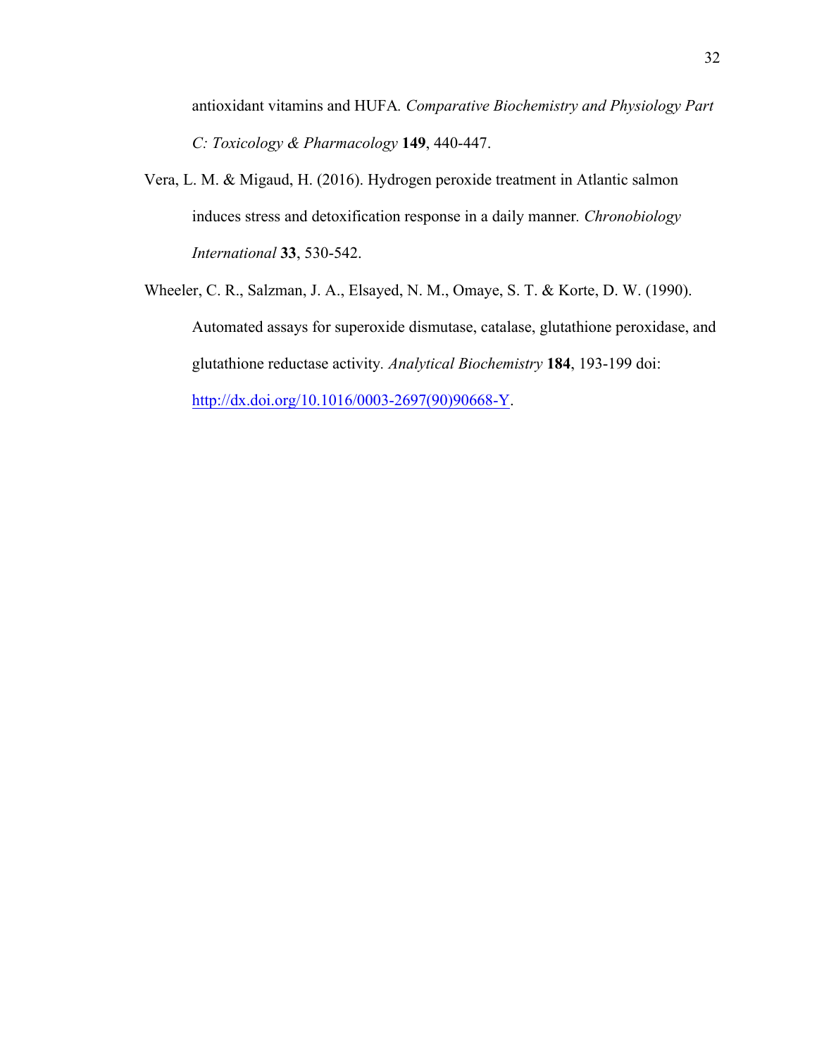antioxidant vitamins and HUFA. *Comparative Biochemistry and Physiology Part C: Toxicology & Pharmacology* **149**, 440-447.

Vera, L. M. & Migaud, H. (2016). Hydrogen peroxide treatment in Atlantic salmon induces stress and detoxification response in a daily manner. *Chronobiology International* **33**, 530-542.

Wheeler, C. R., Salzman, J. A., Elsayed, N. M., Omaye, S. T. & Korte, D. W. (1990). Automated assays for superoxide dismutase, catalase, glutathione peroxidase, and glutathione reductase activity. *Analytical Biochemistry* **184**, 193-199 doi: http://dx.doi.org/10.1016/0003-2697(90)90668-Y.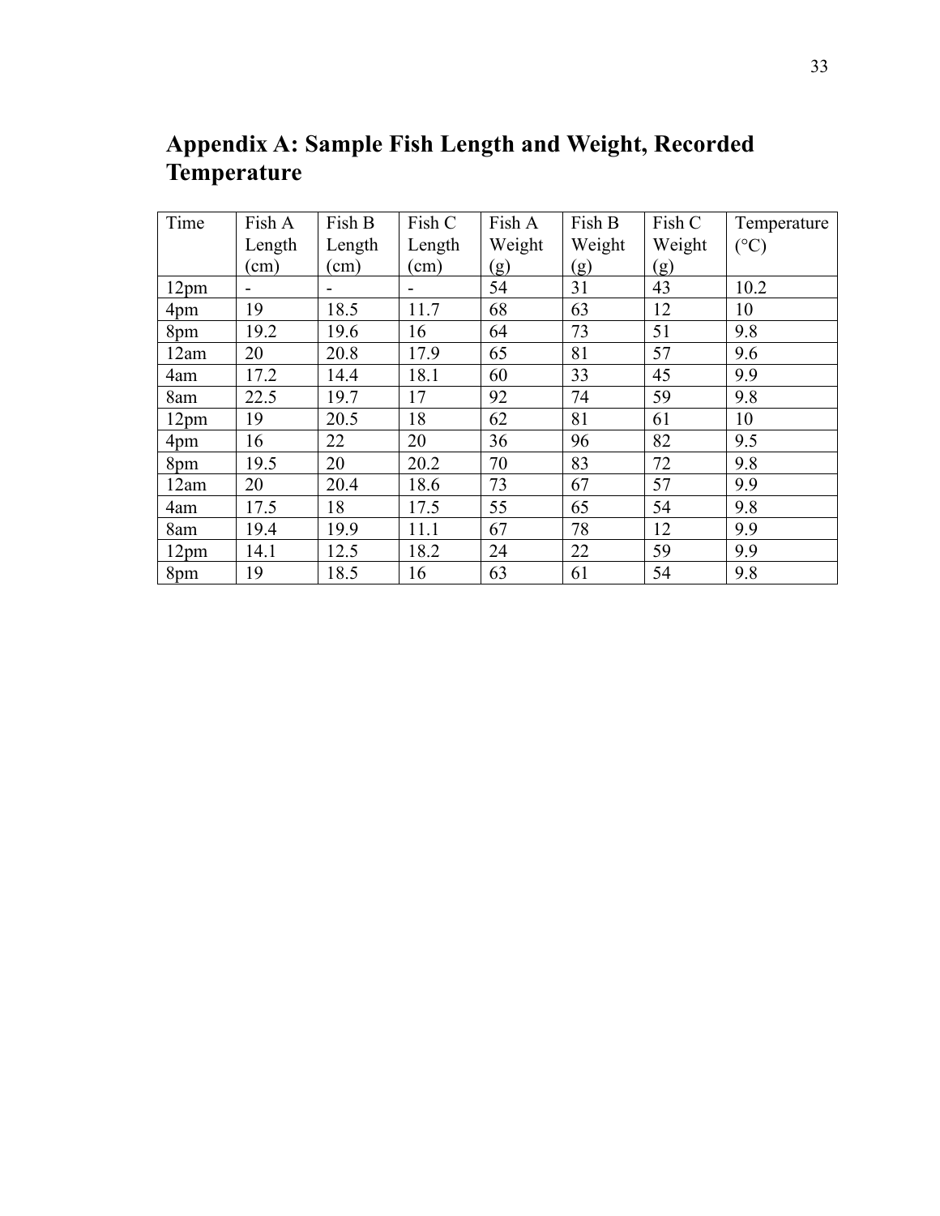# Appendix A: Sample Fish Length and Weight, Recorded Temperature

| Time | Fish A Length (cm) | Fish B Length (cm) | Fish C Length (cm) | Fish A Weight (g) | Fish B Weight (g) | Fish C Weight (g) | Temperature (°C) |
|---|---|---|---|---|---|---|---|
| 12pm | - | - | - | 54 | 31 | 43 | 10.2 |
| 4pm | 19 | 18.5 | 11.7 | 68 | 63 | 12 | 10 |
| 8pm | 19.2 | 19.6 | 16 | 64 | 73 | 51 | 9.8 |
| 12am | 20 | 20.8 | 17.9 | 65 | 81 | 57 | 9.6 |
| 4am | 17.2 | 14.4 | 18.1 | 60 | 33 | 45 | 9.9 |
| 8am | 22.5 | 19.7 | 17 | 92 | 74 | 59 | 9.8 |
| 12pm | 19 | 20.5 | 18 | 62 | 81 | 61 | 10 |
| 4pm | 16 | 22 | 20 | 36 | 96 | 82 | 9.5 |
| 8pm | 19.5 | 20 | 20.2 | 70 | 83 | 72 | 9.8 |
| 12am | 20 | 20.4 | 18.6 | 73 | 67 | 57 | 9.9 |
| 4am | 17.5 | 18 | 17.5 | 55 | 65 | 54 | 9.8 |
| 8am | 19.4 | 19.9 | 11.1 | 67 | 78 | 12 | 9.9 |
| 12pm | 14.1 | 12.5 | 18.2 | 24 | 22 | 59 | 9.9 |
| 8pm | 19 | 18.5 | 16 | 63 | 61 | 54 | 9.8 |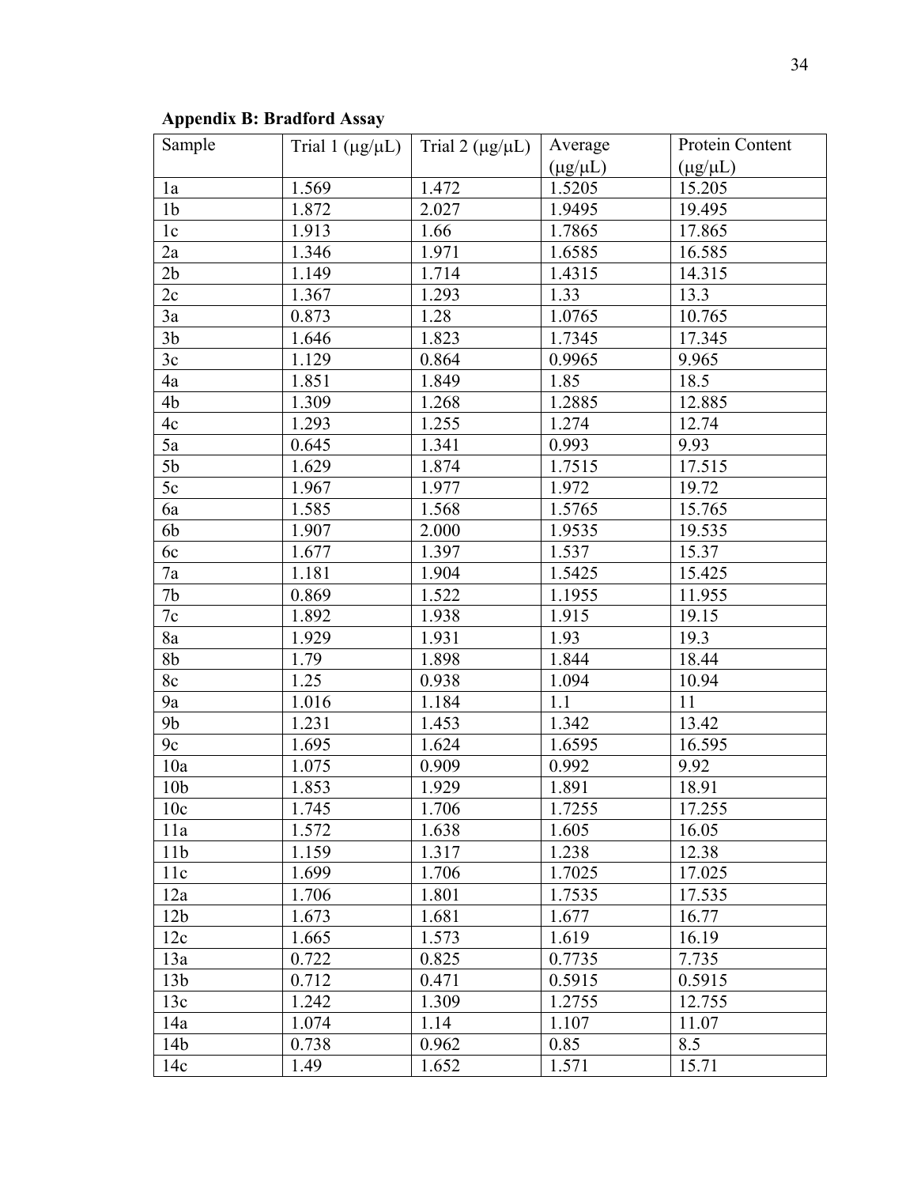**Appendix B: Bradford Assay**

| Sample | Trial 1 (μg/μL) | Trial 2 (μg/μL) | Average (μg/μL) | Protein Content (μg/μL) |
|---|---|---|---|---|
| 1a | 1.569 | 1.472 | 1.5205 | 15.205 |
| 1b | 1.872 | 2.027 | 1.9495 | 19.495 |
| 1c | 1.913 | 1.66 | 1.7865 | 17.865 |
| 2a | 1.346 | 1.971 | 1.6585 | 16.585 |
| 2b | 1.149 | 1.714 | 1.4315 | 14.315 |
| 2c | 1.367 | 1.293 | 1.33 | 13.3 |
| 3a | 0.873 | 1.28 | 1.0765 | 10.765 |
| 3b | 1.646 | 1.823 | 1.7345 | 17.345 |
| 3c | 1.129 | 0.864 | 0.9965 | 9.965 |
| 4a | 1.851 | 1.849 | 1.85 | 18.5 |
| 4b | 1.309 | 1.268 | 1.2885 | 12.885 |
| 4c | 1.293 | 1.255 | 1.274 | 12.74 |
| 5a | 0.645 | 1.341 | 0.993 | 9.93 |
| 5b | 1.629 | 1.874 | 1.7515 | 17.515 |
| 5c | 1.967 | 1.977 | 1.972 | 19.72 |
| 6a | 1.585 | 1.568 | 1.5765 | 15.765 |
| 6b | 1.907 | 2.000 | 1.9535 | 19.535 |
| 6c | 1.677 | 1.397 | 1.537 | 15.37 |
| 7a | 1.181 | 1.904 | 1.5425 | 15.425 |
| 7b | 0.869 | 1.522 | 1.1955 | 11.955 |
| 7c | 1.892 | 1.938 | 1.915 | 19.15 |
| 8a | 1.929 | 1.931 | 1.93 | 19.3 |
| 8b | 1.79 | 1.898 | 1.844 | 18.44 |
| 8c | 1.25 | 0.938 | 1.094 | 10.94 |
| 9a | 1.016 | 1.184 | 1.1 | 11 |
| 9b | 1.231 | 1.453 | 1.342 | 13.42 |
| 9c | 1.695 | 1.624 | 1.6595 | 16.595 |
| 10a | 1.075 | 0.909 | 0.992 | 9.92 |
| 10b | 1.853 | 1.929 | 1.891 | 18.91 |
| 10c | 1.745 | 1.706 | 1.7255 | 17.255 |
| 11a | 1.572 | 1.638 | 1.605 | 16.05 |
| 11b | 1.159 | 1.317 | 1.238 | 12.38 |
| 11c | 1.699 | 1.706 | 1.7025 | 17.025 |
| 12a | 1.706 | 1.801 | 1.7535 | 17.535 |
| 12b | 1.673 | 1.681 | 1.677 | 16.77 |
| 12c | 1.665 | 1.573 | 1.619 | 16.19 |
| 13a | 0.722 | 0.825 | 0.7735 | 7.735 |
| 13b | 0.712 | 0.471 | 0.5915 | 0.5915 |
| 13c | 1.242 | 1.309 | 1.2755 | 12.755 |
| 14a | 1.074 | 1.14 | 1.107 | 11.07 |
| 14b | 0.738 | 0.962 | 0.85 | 8.5 |
| 14c | 1.49 | 1.652 | 1.571 | 15.71 |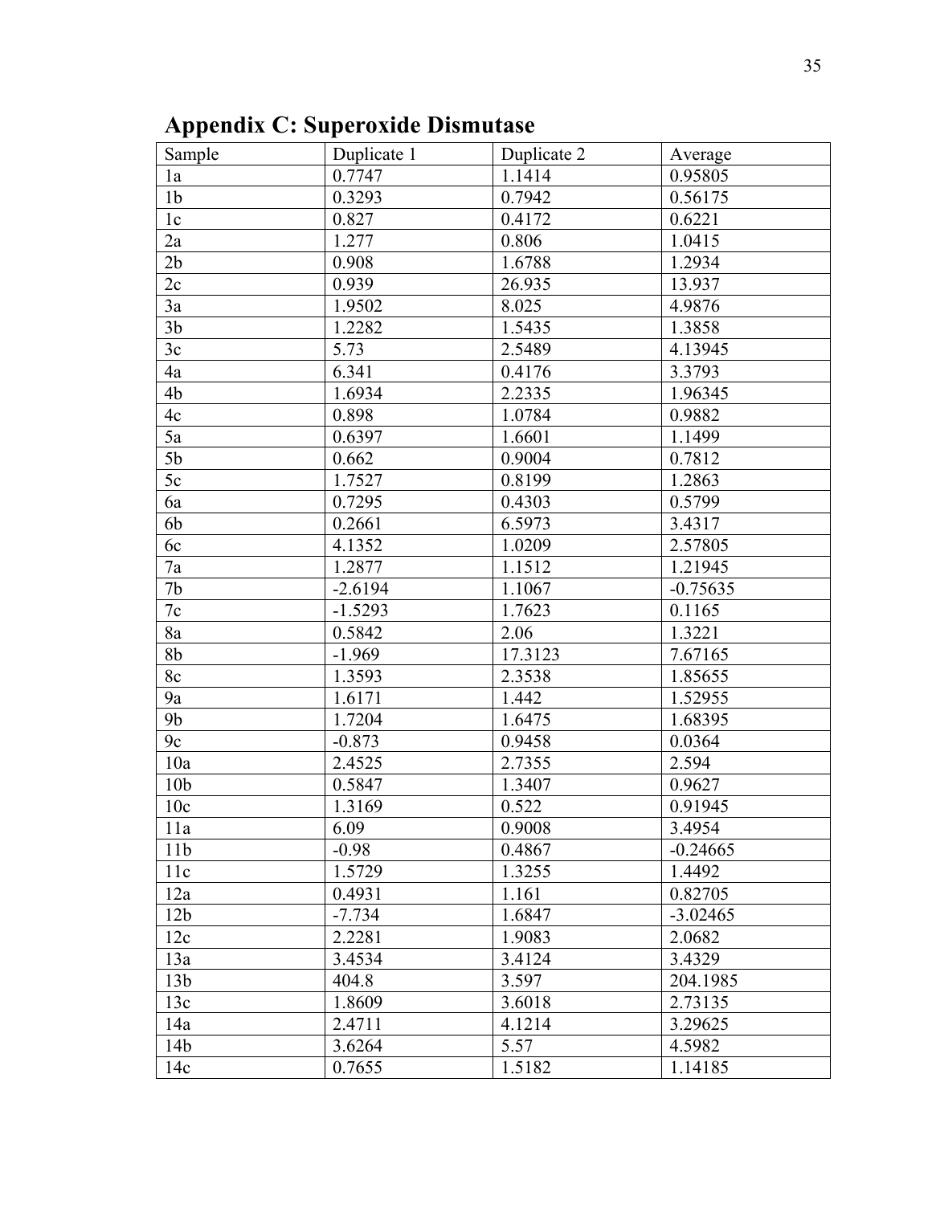## Appendix C: Superoxide Dismutase

| Sample | Duplicate 1 | Duplicate 2 | Average |
|---|---|---|---|
| 1a | 0.7747 | 1.1414 | 0.95805 |
| 1b | 0.3293 | 0.7942 | 0.56175 |
| 1c | 0.827 | 0.4172 | 0.6221 |
| 2a | 1.277 | 0.806 | 1.0415 |
| 2b | 0.908 | 1.6788 | 1.2934 |
| 2c | 0.939 | 26.935 | 13.937 |
| 3a | 1.9502 | 8.025 | 4.9876 |
| 3b | 1.2282 | 1.5435 | 1.3858 |
| 3c | 5.73 | 2.5489 | 4.13945 |
| 4a | 6.341 | 0.4176 | 3.3793 |
| 4b | 1.6934 | 2.2335 | 1.96345 |
| 4c | 0.898 | 1.0784 | 0.9882 |
| 5a | 0.6397 | 1.6601 | 1.1499 |
| 5b | 0.662 | 0.9004 | 0.7812 |
| 5c | 1.7527 | 0.8199 | 1.2863 |
| 6a | 0.7295 | 0.4303 | 0.5799 |
| 6b | 0.2661 | 6.5973 | 3.4317 |
| 6c | 4.1352 | 1.0209 | 2.57805 |
| 7a | 1.2877 | 1.1512 | 1.21945 |
| 7b | -2.6194 | 1.1067 | -0.75635 |
| 7c | -1.5293 | 1.7623 | 0.1165 |
| 8a | 0.5842 | 2.06 | 1.3221 |
| 8b | -1.969 | 17.3123 | 7.67165 |
| 8c | 1.3593 | 2.3538 | 1.85655 |
| 9a | 1.6171 | 1.442 | 1.52955 |
| 9b | 1.7204 | 1.6475 | 1.68395 |
| 9c | -0.873 | 0.9458 | 0.0364 |
| 10a | 2.4525 | 2.7355 | 2.594 |
| 10b | 0.5847 | 1.3407 | 0.9627 |
| 10c | 1.3169 | 0.522 | 0.91945 |
| 11a | 6.09 | 0.9008 | 3.4954 |
| 11b | -0.98 | 0.4867 | -0.24665 |
| 11c | 1.5729 | 1.3255 | 1.4492 |
| 12a | 0.4931 | 1.161 | 0.82705 |
| 12b | -7.734 | 1.6847 | -3.02465 |
| 12c | 2.2281 | 1.9083 | 2.0682 |
| 13a | 3.4534 | 3.4124 | 3.4329 |
| 13b | 404.8 | 3.597 | 204.1985 |
| 13c | 1.8609 | 3.6018 | 2.73135 |
| 14a | 2.4711 | 4.1214 | 3.29625 |
| 14b | 3.6264 | 5.57 | 4.5982 |
| 14c | 0.7655 | 1.5182 | 1.14185 |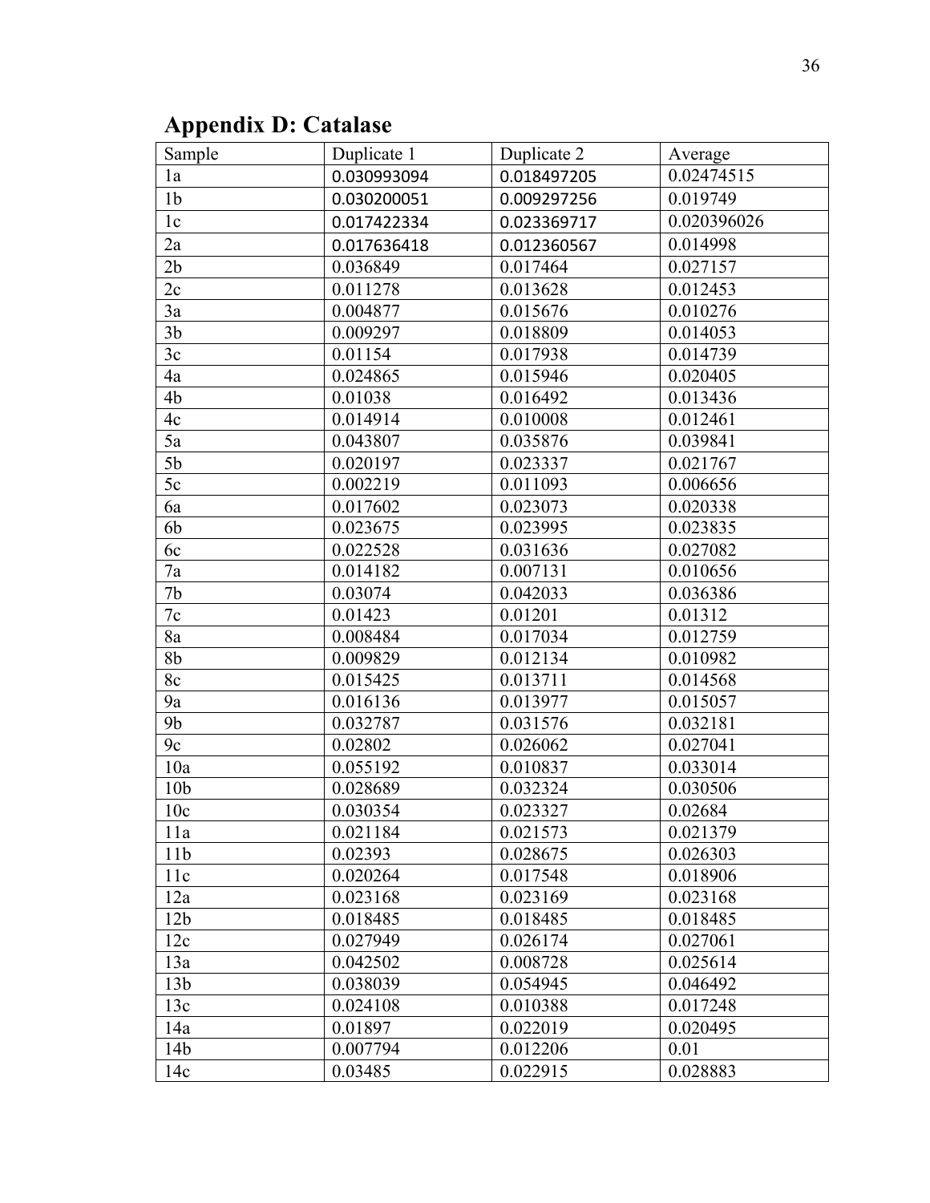# Appendix D: Catalase

| Sample | Duplicate 1 | Duplicate 2 | Average |
|---|---|---|---|
| 1a | 0.030993094 | 0.018497205 | 0.02474515 |
| 1b | 0.030200051 | 0.009297256 | 0.019749 |
| 1c | 0.017422334 | 0.023369717 | 0.020396026 |
| 2a | 0.017636418 | 0.012360567 | 0.014998 |
| 2b | 0.036849 | 0.017464 | 0.027157 |
| 2c | 0.011278 | 0.013628 | 0.012453 |
| 3a | 0.004877 | 0.015676 | 0.010276 |
| 3b | 0.009297 | 0.018809 | 0.014053 |
| 3c | 0.01154 | 0.017938 | 0.014739 |
| 4a | 0.024865 | 0.015946 | 0.020405 |
| 4b | 0.01038 | 0.016492 | 0.013436 |
| 4c | 0.014914 | 0.010008 | 0.012461 |
| 5a | 0.043807 | 0.035876 | 0.039841 |
| 5b | 0.020197 | 0.023337 | 0.021767 |
| 5c | 0.002219 | 0.011093 | 0.006656 |
| 6a | 0.017602 | 0.023073 | 0.020338 |
| 6b | 0.023675 | 0.023995 | 0.023835 |
| 6c | 0.022528 | 0.031636 | 0.027082 |
| 7a | 0.014182 | 0.007131 | 0.010656 |
| 7b | 0.03074 | 0.042033 | 0.036386 |
| 7c | 0.01423 | 0.01201 | 0.01312 |
| 8a | 0.008484 | 0.017034 | 0.012759 |
| 8b | 0.009829 | 0.012134 | 0.010982 |
| 8c | 0.015425 | 0.013711 | 0.014568 |
| 9a | 0.016136 | 0.013977 | 0.015057 |
| 9b | 0.032787 | 0.031576 | 0.032181 |
| 9c | 0.02802 | 0.026062 | 0.027041 |
| 10a | 0.055192 | 0.010837 | 0.033014 |
| 10b | 0.028689 | 0.032324 | 0.030506 |
| 10c | 0.030354 | 0.023327 | 0.02684 |
| 11a | 0.021184 | 0.021573 | 0.021379 |
| 11b | 0.02393 | 0.028675 | 0.026303 |
| 11c | 0.020264 | 0.017548 | 0.018906 |
| 12a | 0.023168 | 0.023169 | 0.023168 |
| 12b | 0.018485 | 0.018485 | 0.018485 |
| 12c | 0.027949 | 0.026174 | 0.027061 |
| 13a | 0.042502 | 0.008728 | 0.025614 |
| 13b | 0.038039 | 0.054945 | 0.046492 |
| 13c | 0.024108 | 0.010388 | 0.017248 |
| 14a | 0.01897 | 0.022019 | 0.020495 |
| 14b | 0.007794 | 0.012206 | 0.01 |
| 14c | 0.03485 | 0.022915 | 0.028883 |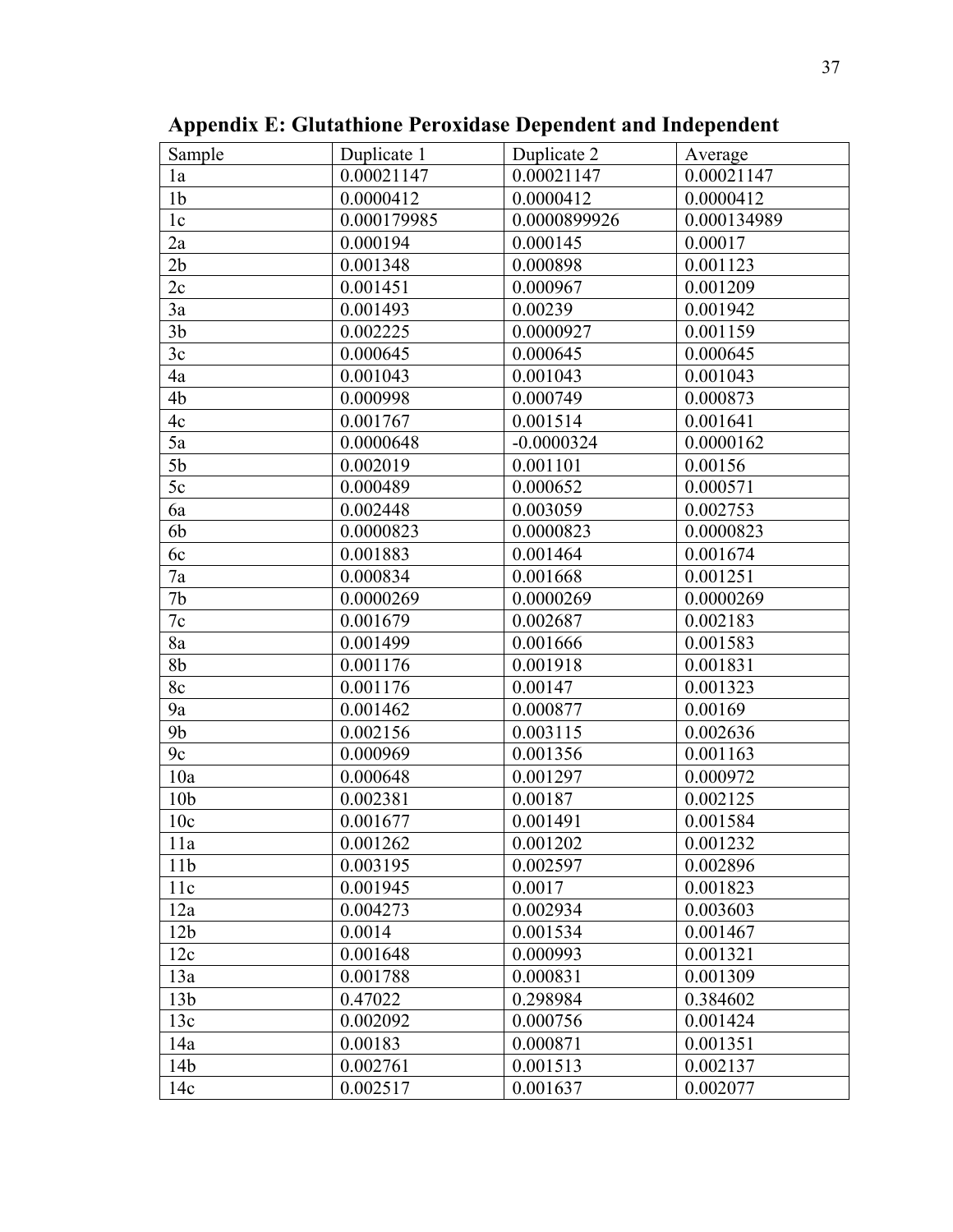## Appendix E: Glutathione Peroxidase Dependent and Independent

| Sample | Duplicate 1 | Duplicate 2 | Average |
|---|---|---|---|
| 1a | 0.00021147 | 0.00021147 | 0.00021147 |
| 1b | 0.0000412 | 0.0000412 | 0.0000412 |
| 1c | 0.000179985 | 0.0000899926 | 0.000134989 |
| 2a | 0.000194 | 0.000145 | 0.00017 |
| 2b | 0.001348 | 0.000898 | 0.001123 |
| 2c | 0.001451 | 0.000967 | 0.001209 |
| 3a | 0.001493 | 0.00239 | 0.001942 |
| 3b | 0.002225 | 0.0000927 | 0.001159 |
| 3c | 0.000645 | 0.000645 | 0.000645 |
| 4a | 0.001043 | 0.001043 | 0.001043 |
| 4b | 0.000998 | 0.000749 | 0.000873 |
| 4c | 0.001767 | 0.001514 | 0.001641 |
| 5a | 0.0000648 | -0.0000324 | 0.0000162 |
| 5b | 0.002019 | 0.001101 | 0.00156 |
| 5c | 0.000489 | 0.000652 | 0.000571 |
| 6a | 0.002448 | 0.003059 | 0.002753 |
| 6b | 0.0000823 | 0.0000823 | 0.0000823 |
| 6c | 0.001883 | 0.001464 | 0.001674 |
| 7a | 0.000834 | 0.001668 | 0.001251 |
| 7b | 0.0000269 | 0.0000269 | 0.0000269 |
| 7c | 0.001679 | 0.002687 | 0.002183 |
| 8a | 0.001499 | 0.001666 | 0.001583 |
| 8b | 0.001176 | 0.001918 | 0.001831 |
| 8c | 0.001176 | 0.00147 | 0.001323 |
| 9a | 0.001462 | 0.000877 | 0.00169 |
| 9b | 0.002156 | 0.003115 | 0.002636 |
| 9c | 0.000969 | 0.001356 | 0.001163 |
| 10a | 0.000648 | 0.001297 | 0.000972 |
| 10b | 0.002381 | 0.00187 | 0.002125 |
| 10c | 0.001677 | 0.001491 | 0.001584 |
| 11a | 0.001262 | 0.001202 | 0.001232 |
| 11b | 0.003195 | 0.002597 | 0.002896 |
| 11c | 0.001945 | 0.0017 | 0.001823 |
| 12a | 0.004273 | 0.002934 | 0.003603 |
| 12b | 0.0014 | 0.001534 | 0.001467 |
| 12c | 0.001648 | 0.000993 | 0.001321 |
| 13a | 0.001788 | 0.000831 | 0.001309 |
| 13b | 0.47022 | 0.298984 | 0.384602 |
| 13c | 0.002092 | 0.000756 | 0.001424 |
| 14a | 0.00183 | 0.000871 | 0.001351 |
| 14b | 0.002761 | 0.001513 | 0.002137 |
| 14c | 0.002517 | 0.001637 | 0.002077 |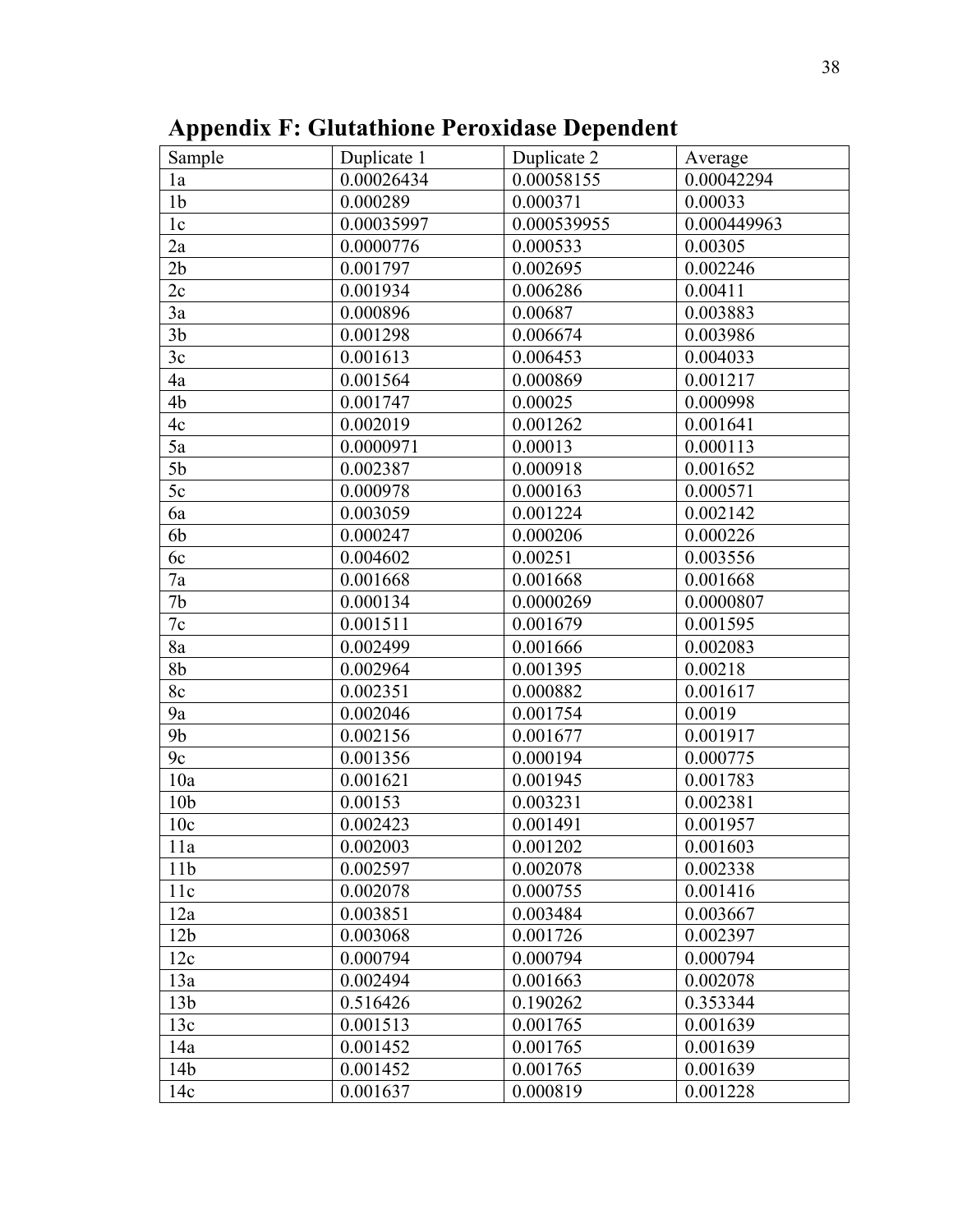## Appendix F: Glutathione Peroxidase Dependent

| Sample | Duplicate 1 | Duplicate 2 | Average |
|---|---|---|---|
| 1a | 0.00026434 | 0.00058155 | 0.00042294 |
| 1b | 0.000289 | 0.000371 | 0.00033 |
| 1c | 0.00035997 | 0.000539955 | 0.000449963 |
| 2a | 0.0000776 | 0.000533 | 0.00305 |
| 2b | 0.001797 | 0.002695 | 0.002246 |
| 2c | 0.001934 | 0.006286 | 0.00411 |
| 3a | 0.000896 | 0.00687 | 0.003883 |
| 3b | 0.001298 | 0.006674 | 0.003986 |
| 3c | 0.001613 | 0.006453 | 0.004033 |
| 4a | 0.001564 | 0.000869 | 0.001217 |
| 4b | 0.001747 | 0.00025 | 0.000998 |
| 4c | 0.002019 | 0.001262 | 0.001641 |
| 5a | 0.0000971 | 0.00013 | 0.000113 |
| 5b | 0.002387 | 0.000918 | 0.001652 |
| 5c | 0.000978 | 0.000163 | 0.000571 |
| 6a | 0.003059 | 0.001224 | 0.002142 |
| 6b | 0.000247 | 0.000206 | 0.000226 |
| 6c | 0.004602 | 0.00251 | 0.003556 |
| 7a | 0.001668 | 0.001668 | 0.001668 |
| 7b | 0.000134 | 0.0000269 | 0.0000807 |
| 7c | 0.001511 | 0.001679 | 0.001595 |
| 8a | 0.002499 | 0.001666 | 0.002083 |
| 8b | 0.002964 | 0.001395 | 0.00218 |
| 8c | 0.002351 | 0.000882 | 0.001617 |
| 9a | 0.002046 | 0.001754 | 0.0019 |
| 9b | 0.002156 | 0.001677 | 0.001917 |
| 9c | 0.001356 | 0.000194 | 0.000775 |
| 10a | 0.001621 | 0.001945 | 0.001783 |
| 10b | 0.00153 | 0.003231 | 0.002381 |
| 10c | 0.002423 | 0.001491 | 0.001957 |
| 11a | 0.002003 | 0.001202 | 0.001603 |
| 11b | 0.002597 | 0.002078 | 0.002338 |
| 11c | 0.002078 | 0.000755 | 0.001416 |
| 12a | 0.003851 | 0.003484 | 0.003667 |
| 12b | 0.003068 | 0.001726 | 0.002397 |
| 12c | 0.000794 | 0.000794 | 0.000794 |
| 13a | 0.002494 | 0.001663 | 0.002078 |
| 13b | 0.516426 | 0.190262 | 0.353344 |
| 13c | 0.001513 | 0.001765 | 0.001639 |
| 14a | 0.001452 | 0.001765 | 0.001639 |
| 14b | 0.001452 | 0.001765 | 0.001639 |
| 14c | 0.001637 | 0.000819 | 0.001228 |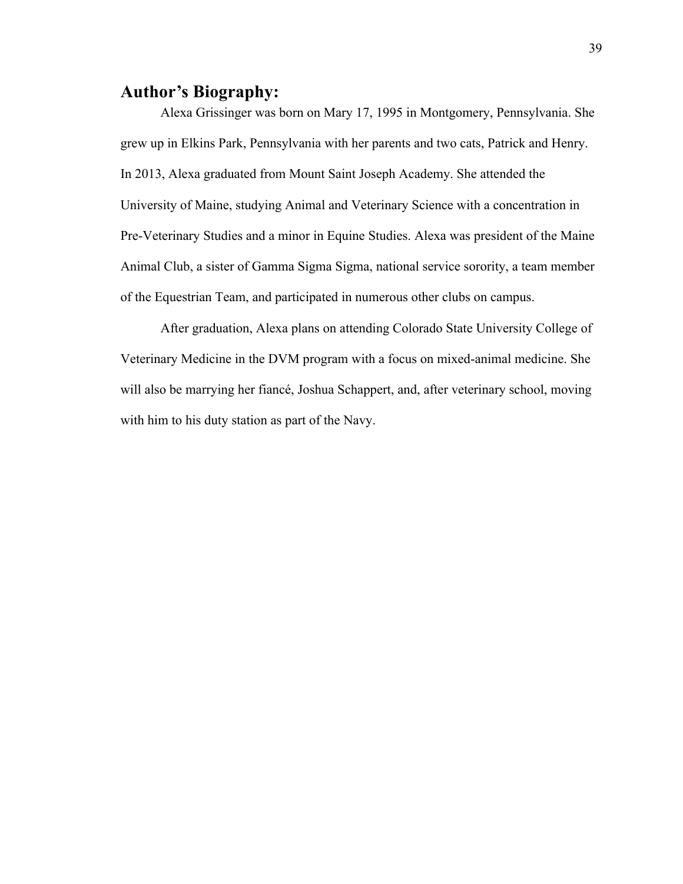## Author's Biography:

Alexa Grissinger was born on Mary 17, 1995 in Montgomery, Pennsylvania. She grew up in Elkins Park, Pennsylvania with her parents and two cats, Patrick and Henry. In 2013, Alexa graduated from Mount Saint Joseph Academy. She attended the University of Maine, studying Animal and Veterinary Science with a concentration in Pre-Veterinary Studies and a minor in Equine Studies. Alexa was president of the Maine Animal Club, a sister of Gamma Sigma Sigma, national service sorority, a team member of the Equestrian Team, and participated in numerous other clubs on campus.

After graduation, Alexa plans on attending Colorado State University College of Veterinary Medicine in the DVM program with a focus on mixed-animal medicine. She will also be marrying her fiancé, Joshua Schappert, and, after veterinary school, moving with him to his duty station as part of the Navy.